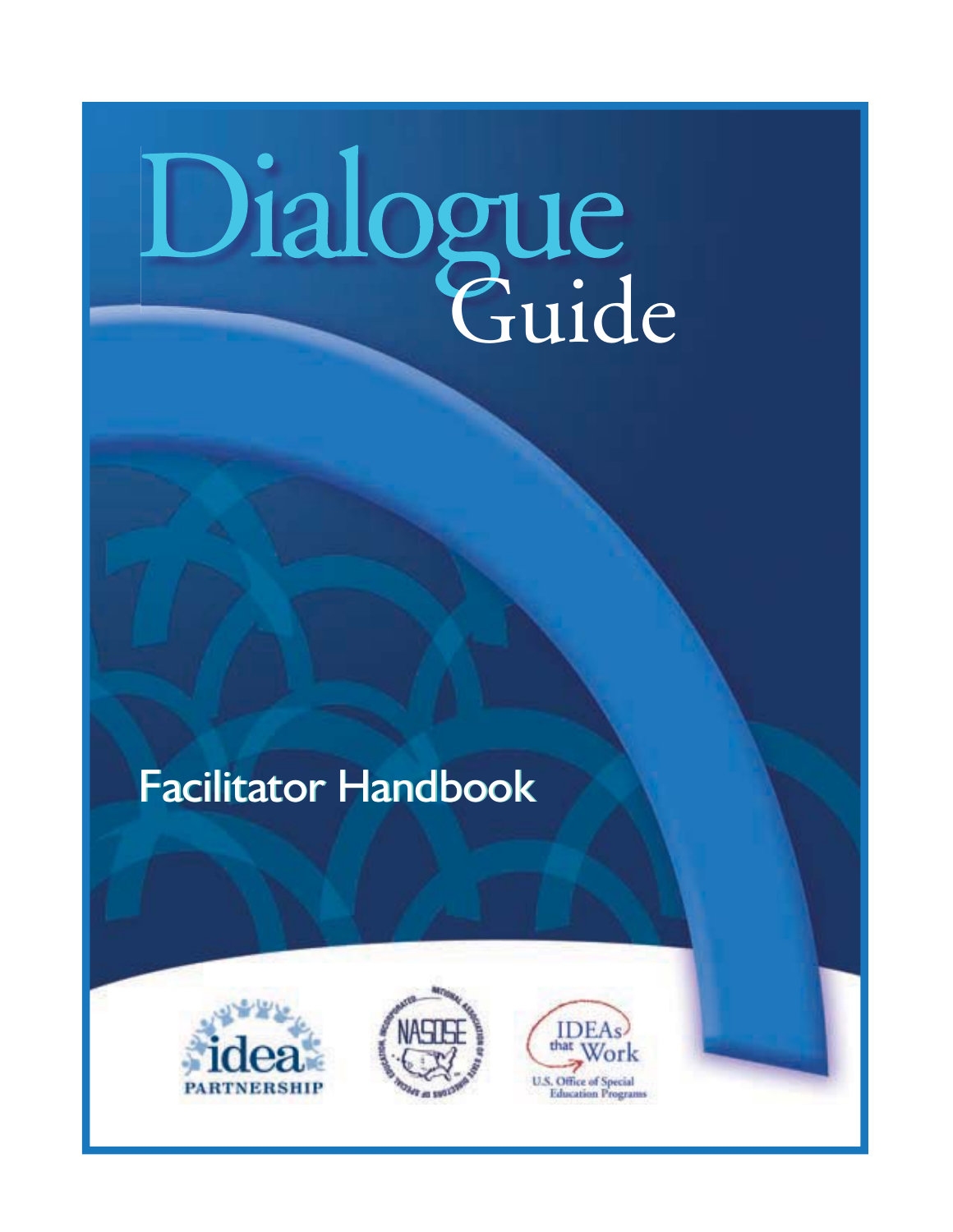# Dialogue Guide

## Facilitator Handbook

idea PARTNERSHIP

NASDSE

IDEAs that Work

U.S. Office of Special Education Programs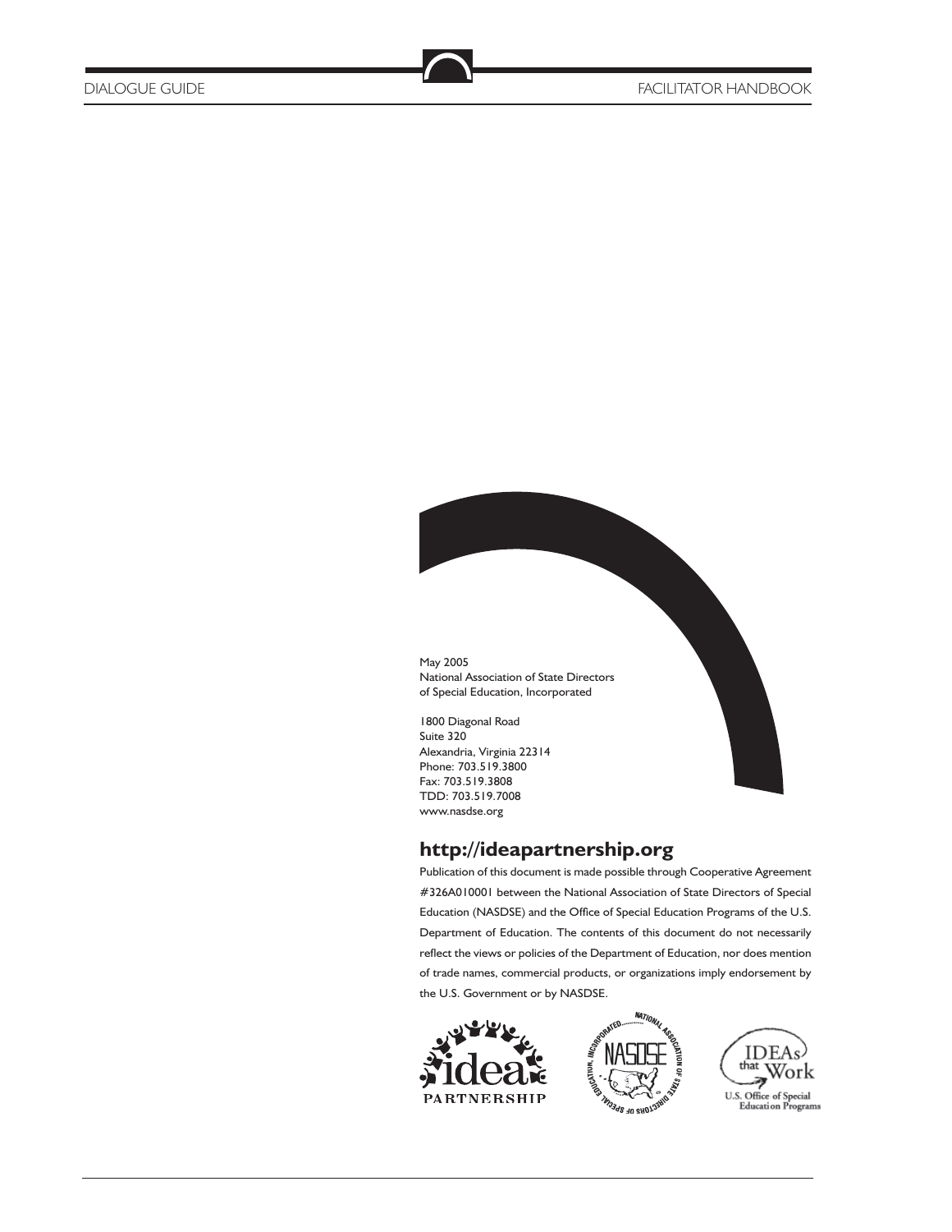May 2005
National Association of State Directors
of Special Education, Incorporated

1800 Diagonal Road
Suite 320
Alexandria, Virginia 22314
Phone: 703.519.3800
Fax: 703.519.3808
TDD: 703.519.7008
www.nasdse.org

## http://ideapartnership.org

Publication of this document is made possible through Cooperative Agreement #326A010001 between the National Association of State Directors of Special Education (NASDSE) and the Office of Special Education Programs of the U.S. Department of Education. The contents of this document do not necessarily reflect the views or policies of the Department of Education, nor does mention of trade names, commercial products, or organizations imply endorsement by the U.S. Government or by NASDSE.

idea PARTNERSHIP

NASDSE — National Association of State Directors of Special Education, Incorporated

IDEAs that Work — U.S. Office of Special Education Programs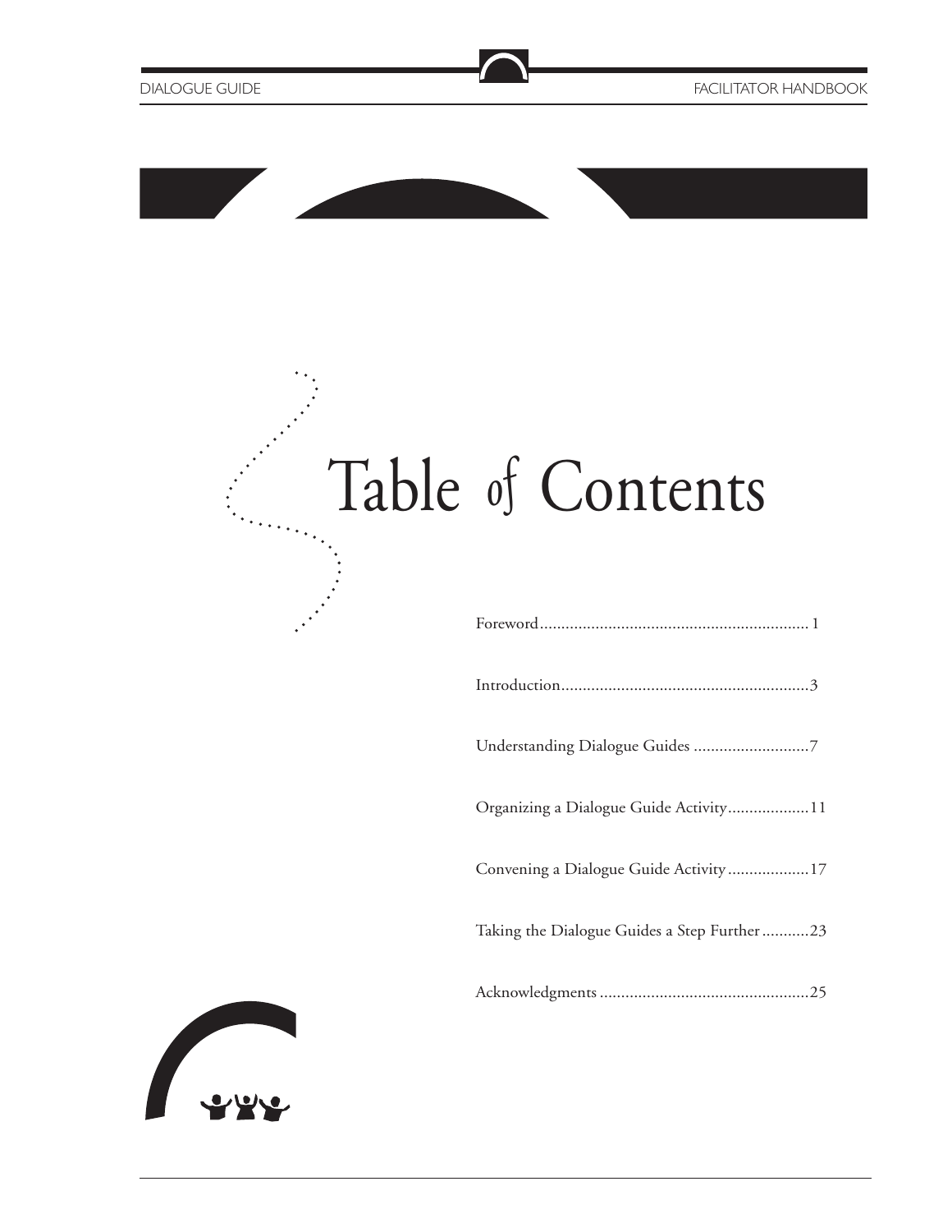# Table of Contents

Foreword .............................................................. 1

Introduction .......................................................... 3

Understanding Dialogue Guides ........................... 7

Organizing a Dialogue Guide Activity .................. 11

Convening a Dialogue Guide Activity .................. 17

Taking the Dialogue Guides a Step Further ........... 23

Acknowledgments ................................................. 25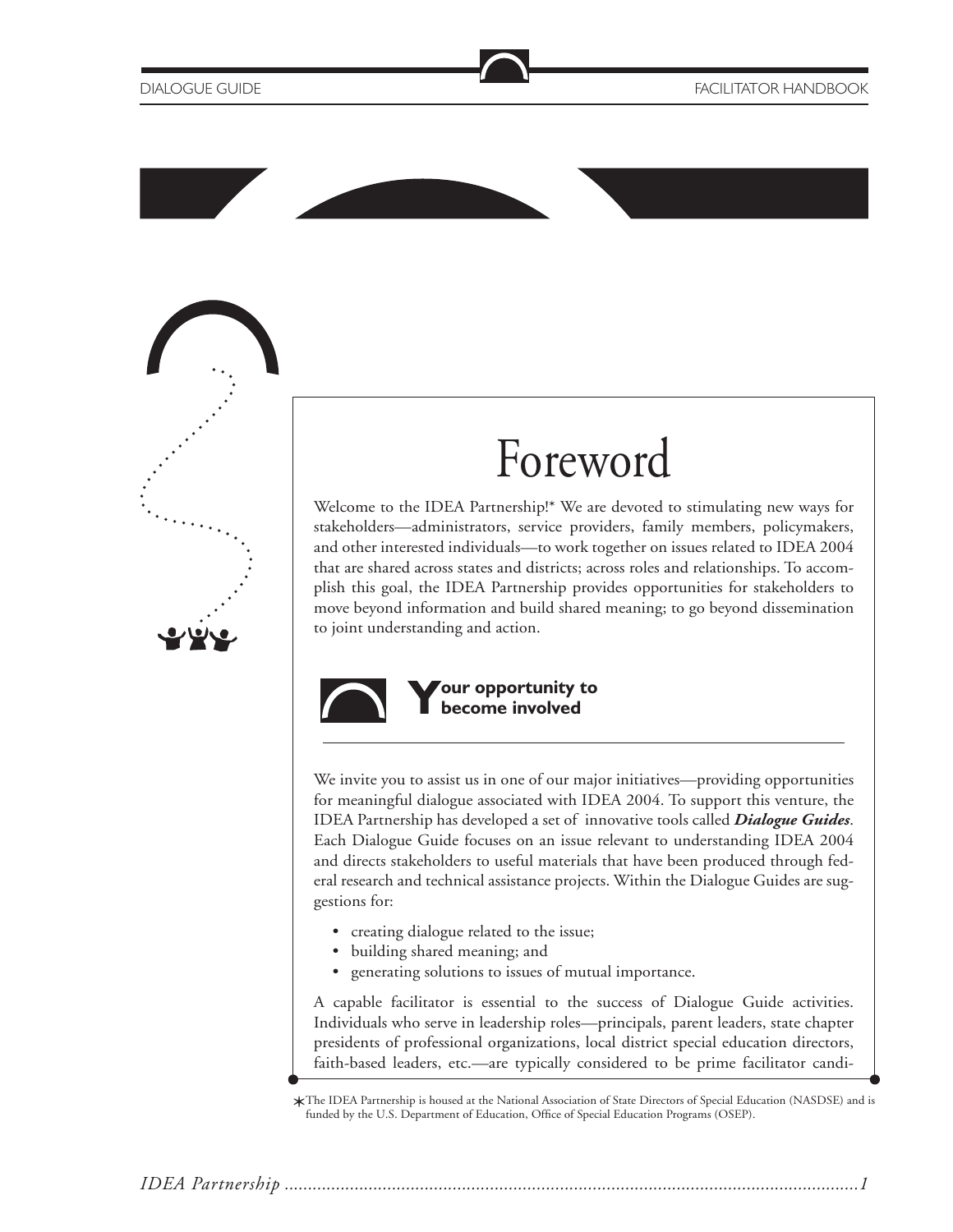# Foreword

Welcome to the IDEA Partnership!* We are devoted to stimulating new ways for stakeholders—administrators, service providers, family members, policymakers, and other interested individuals—to work together on issues related to IDEA 2004 that are shared across states and districts; across roles and relationships. To accomplish this goal, the IDEA Partnership provides opportunities for stakeholders to move beyond information and build shared meaning; to go beyond dissemination to joint understanding and action.

## Your opportunity to become involved

We invite you to assist us in one of our major initiatives—providing opportunities for meaningful dialogue associated with IDEA 2004. To support this venture, the IDEA Partnership has developed a set of innovative tools called ***Dialogue Guides***. Each Dialogue Guide focuses on an issue relevant to understanding IDEA 2004 and directs stakeholders to useful materials that have been produced through federal research and technical assistance projects. Within the Dialogue Guides are suggestions for:

- creating dialogue related to the issue;
- building shared meaning; and
- generating solutions to issues of mutual importance.

A capable facilitator is essential to the success of Dialogue Guide activities. Individuals who serve in leadership roles—principals, parent leaders, state chapter presidents of professional organizations, local district special education directors, faith-based leaders, etc.—are typically considered to be prime facilitator candi-

*The IDEA Partnership is housed at the National Association of State Directors of Special Education (NASDSE) and is funded by the U.S. Department of Education, Office of Special Education Programs (OSEP).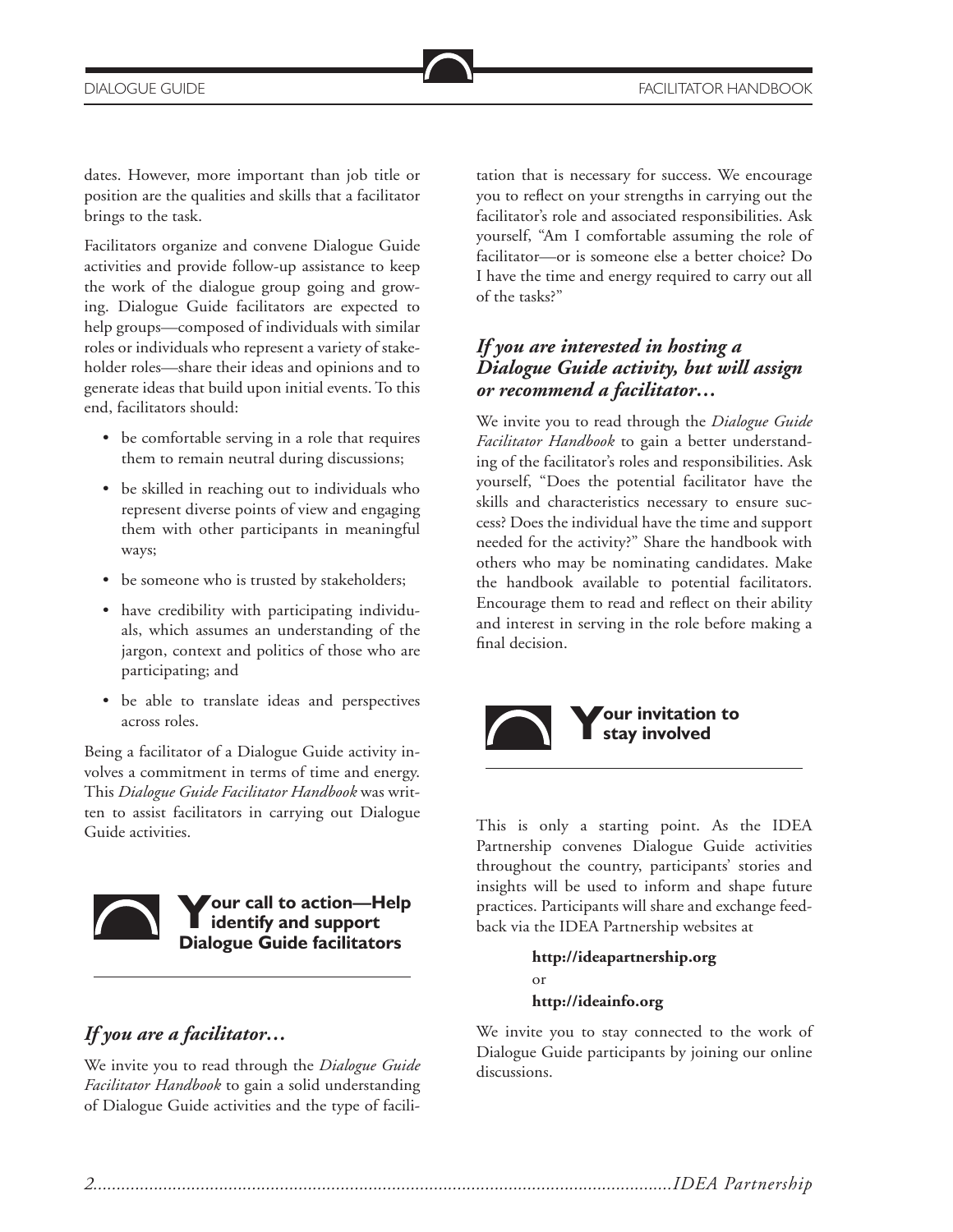dates. However, more important than job title or position are the qualities and skills that a facilitator brings to the task.

Facilitators organize and convene Dialogue Guide activities and provide follow-up assistance to keep the work of the dialogue group going and growing. Dialogue Guide facilitators are expected to help groups—composed of individuals with similar roles or individuals who represent a variety of stakeholder roles—share their ideas and opinions and to generate ideas that build upon initial events. To this end, facilitators should:

- be comfortable serving in a role that requires them to remain neutral during discussions;
- be skilled in reaching out to individuals who represent diverse points of view and engaging them with other participants in meaningful ways;
- be someone who is trusted by stakeholders;
- have credibility with participating individuals, which assumes an understanding of the jargon, context and politics of those who are participating; and
- be able to translate ideas and perspectives across roles.

Being a facilitator of a Dialogue Guide activity involves a commitment in terms of time and energy. This *Dialogue Guide Facilitator Handbook* was written to assist facilitators in carrying out Dialogue Guide activities.

## Your call to action—Help identify and support Dialogue Guide facilitators

### *If you are a facilitator…*

We invite you to read through the *Dialogue Guide Facilitator Handbook* to gain a solid understanding of Dialogue Guide activities and the type of facilitation that is necessary for success. We encourage you to reflect on your strengths in carrying out the facilitator's role and associated responsibilities. Ask yourself, "Am I comfortable assuming the role of facilitator—or is someone else a better choice? Do I have the time and energy required to carry out all of the tasks?"

### *If you are interested in hosting a Dialogue Guide activity, but will assign or recommend a facilitator…*

We invite you to read through the *Dialogue Guide Facilitator Handbook* to gain a better understanding of the facilitator's roles and responsibilities. Ask yourself, "Does the potential facilitator have the skills and characteristics necessary to ensure success? Does the individual have the time and support needed for the activity?" Share the handbook with others who may be nominating candidates. Make the handbook available to potential facilitators. Encourage them to read and reflect on their ability and interest in serving in the role before making a final decision.

## Your invitation to stay involved

This is only a starting point. As the IDEA Partnership convenes Dialogue Guide activities throughout the country, participants' stories and insights will be used to inform and shape future practices. Participants will share and exchange feedback via the IDEA Partnership websites at

**http://ideapartnership.org**

or

**http://ideainfo.org**

We invite you to stay connected to the work of Dialogue Guide participants by joining our online discussions.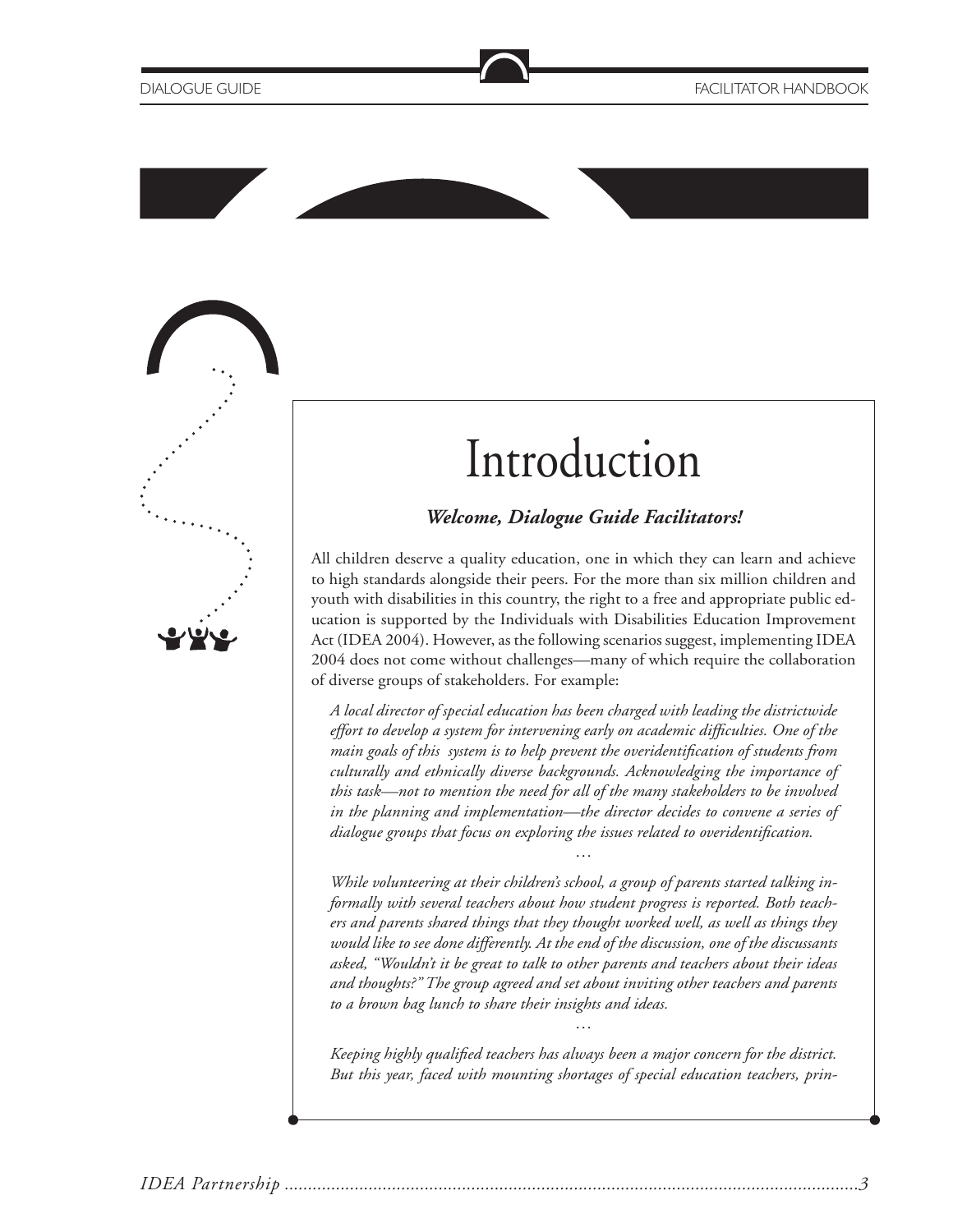# Introduction

***Welcome, Dialogue Guide Facilitators!***

All children deserve a quality education, one in which they can learn and achieve to high standards alongside their peers. For the more than six million children and youth with disabilities in this country, the right to a free and appropriate public education is supported by the Individuals with Disabilities Education Improvement Act (IDEA 2004). However, as the following scenarios suggest, implementing IDEA 2004 does not come without challenges—many of which require the collaboration of diverse groups of stakeholders. For example:

*A local director of special education has been charged with leading the districtwide effort to develop a system for intervening early on academic difficulties. One of the main goals of this system is to help prevent the overidentification of students from culturally and ethnically diverse backgrounds. Acknowledging the importance of this task—not to mention the need for all of the many stakeholders to be involved in the planning and implementation—the director decides to convene a series of dialogue groups that focus on exploring the issues related to overidentification.*

…

*While volunteering at their children's school, a group of parents started talking informally with several teachers about how student progress is reported. Both teachers and parents shared things that they thought worked well, as well as things they would like to see done differently. At the end of the discussion, one of the discussants asked, "Wouldn't it be great to talk to other parents and teachers about their ideas and thoughts?" The group agreed and set about inviting other teachers and parents to a brown bag lunch to share their insights and ideas.*

…

*Keeping highly qualified teachers has always been a major concern for the district. But this year, faced with mounting shortages of special education teachers, prin-*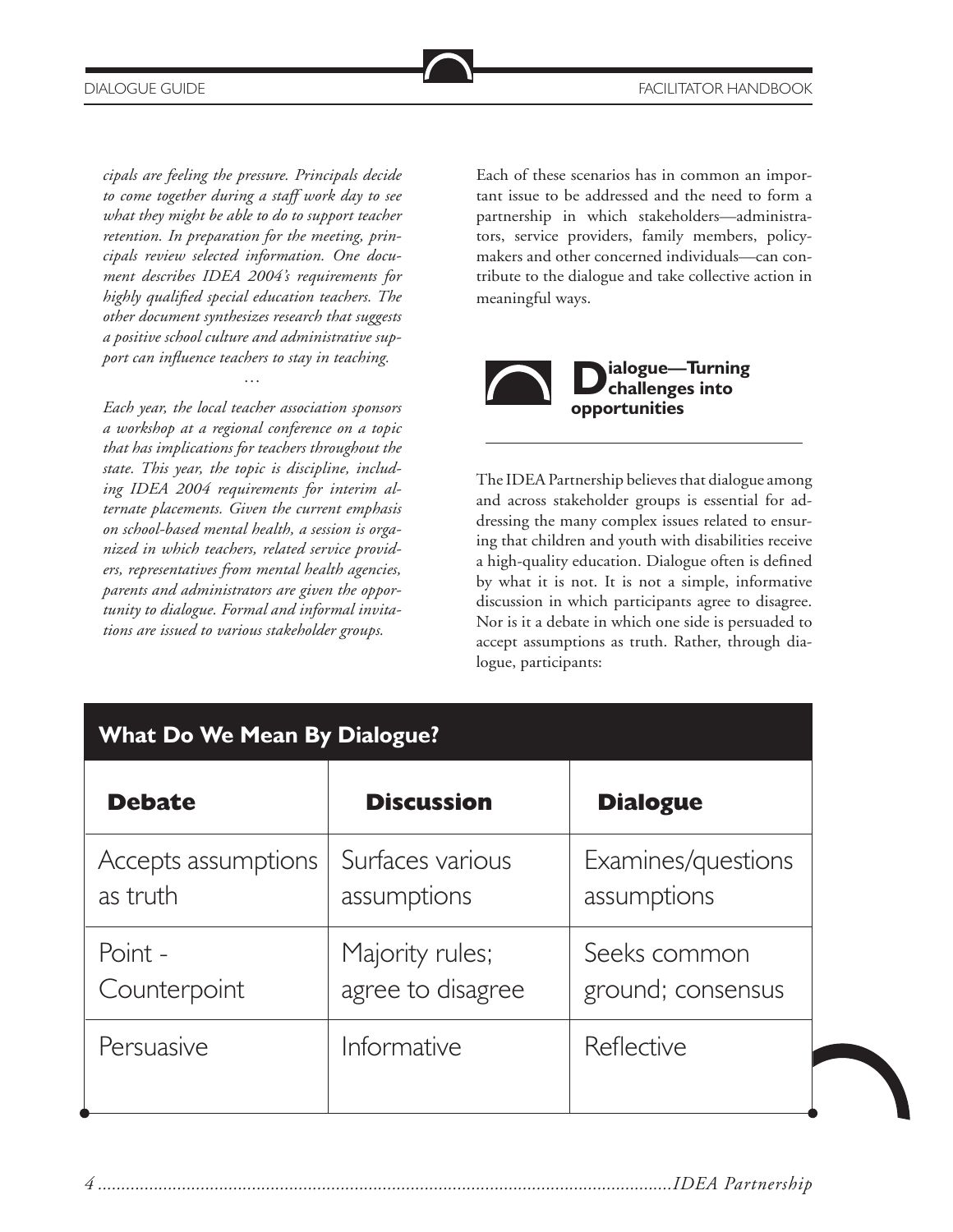*cipals are feeling the pressure. Principals decide to come together during a staff work day to see what they might be able to do to support teacher retention. In preparation for the meeting, principals review selected information. One document describes IDEA 2004's requirements for highly qualified special education teachers. The other document synthesizes research that suggests a positive school culture and administrative support can influence teachers to stay in teaching.*

…

*Each year, the local teacher association sponsors a workshop at a regional conference on a topic that has implications for teachers throughout the state. This year, the topic is discipline, including IDEA 2004 requirements for interim alternate placements. Given the current emphasis on school-based mental health, a session is organized in which teachers, related service providers, representatives from mental health agencies, parents and administrators are given the opportunity to dialogue. Formal and informal invitations are issued to various stakeholder groups.*

Each of these scenarios has in common an important issue to be addressed and the need to form a partnership in which stakeholders—administrators, service providers, family members, policymakers and other concerned individuals—can contribute to the dialogue and take collective action in meaningful ways.

## Dialogue—Turning challenges into opportunities

The IDEA Partnership believes that dialogue among and across stakeholder groups is essential for addressing the many complex issues related to ensuring that children and youth with disabilities receive a high-quality education. Dialogue often is defined by what it is not. It is not a simple, informative discussion in which participants agree to disagree. Nor is it a debate in which one side is persuaded to accept assumptions as truth. Rather, through dialogue, participants:

**What Do We Mean By Dialogue?**

| Debate | Discussion | Dialogue |
|---|---|---|
| Accepts assumptions as truth | Surfaces various assumptions | Examines/questions assumptions |
| Point - Counterpoint | Majority rules; agree to disagree | Seeks common ground; consensus |
| Persuasive | Informative | Reflective |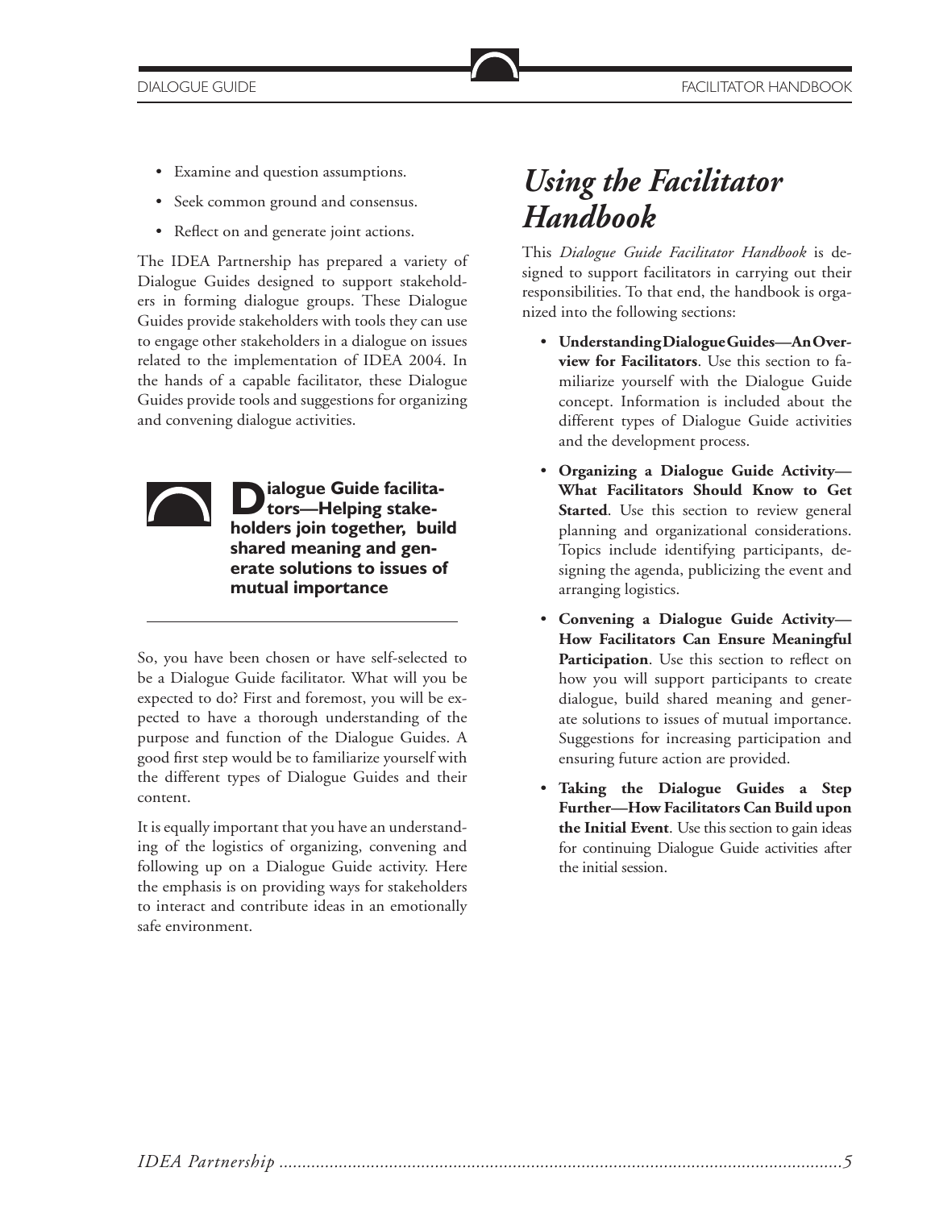- Examine and question assumptions.
- Seek common ground and consensus.
- Reflect on and generate joint actions.

The IDEA Partnership has prepared a variety of Dialogue Guides designed to support stakeholders in forming dialogue groups. These Dialogue Guides provide stakeholders with tools they can use to engage other stakeholders in a dialogue on issues related to the implementation of IDEA 2004. In the hands of a capable facilitator, these Dialogue Guides provide tools and suggestions for organizing and convening dialogue activities.

**Dialogue Guide facilitators—Helping stakeholders join together, build shared meaning and generate solutions to issues of mutual importance**

So, you have been chosen or have self-selected to be a Dialogue Guide facilitator. What will you be expected to do? First and foremost, you will be expected to have a thorough understanding of the purpose and function of the Dialogue Guides. A good first step would be to familiarize yourself with the different types of Dialogue Guides and their content.

It is equally important that you have an understanding of the logistics of organizing, convening and following up on a Dialogue Guide activity. Here the emphasis is on providing ways for stakeholders to interact and contribute ideas in an emotionally safe environment.

# *Using the Facilitator Handbook*

This *Dialogue Guide Facilitator Handbook* is designed to support facilitators in carrying out their responsibilities. To that end, the handbook is organized into the following sections:

- **Understanding Dialogue Guides—An Overview for Facilitators**. Use this section to familiarize yourself with the Dialogue Guide concept. Information is included about the different types of Dialogue Guide activities and the development process.
- **Organizing a Dialogue Guide Activity—What Facilitators Should Know to Get Started**. Use this section to review general planning and organizational considerations. Topics include identifying participants, designing the agenda, publicizing the event and arranging logistics.
- **Convening a Dialogue Guide Activity—How Facilitators Can Ensure Meaningful Participation**. Use this section to reflect on how you will support participants to create dialogue, build shared meaning and generate solutions to issues of mutual importance. Suggestions for increasing participation and ensuring future action are provided.
- **Taking the Dialogue Guides a Step Further—How Facilitators Can Build upon the Initial Event**. Use this section to gain ideas for continuing Dialogue Guide activities after the initial session.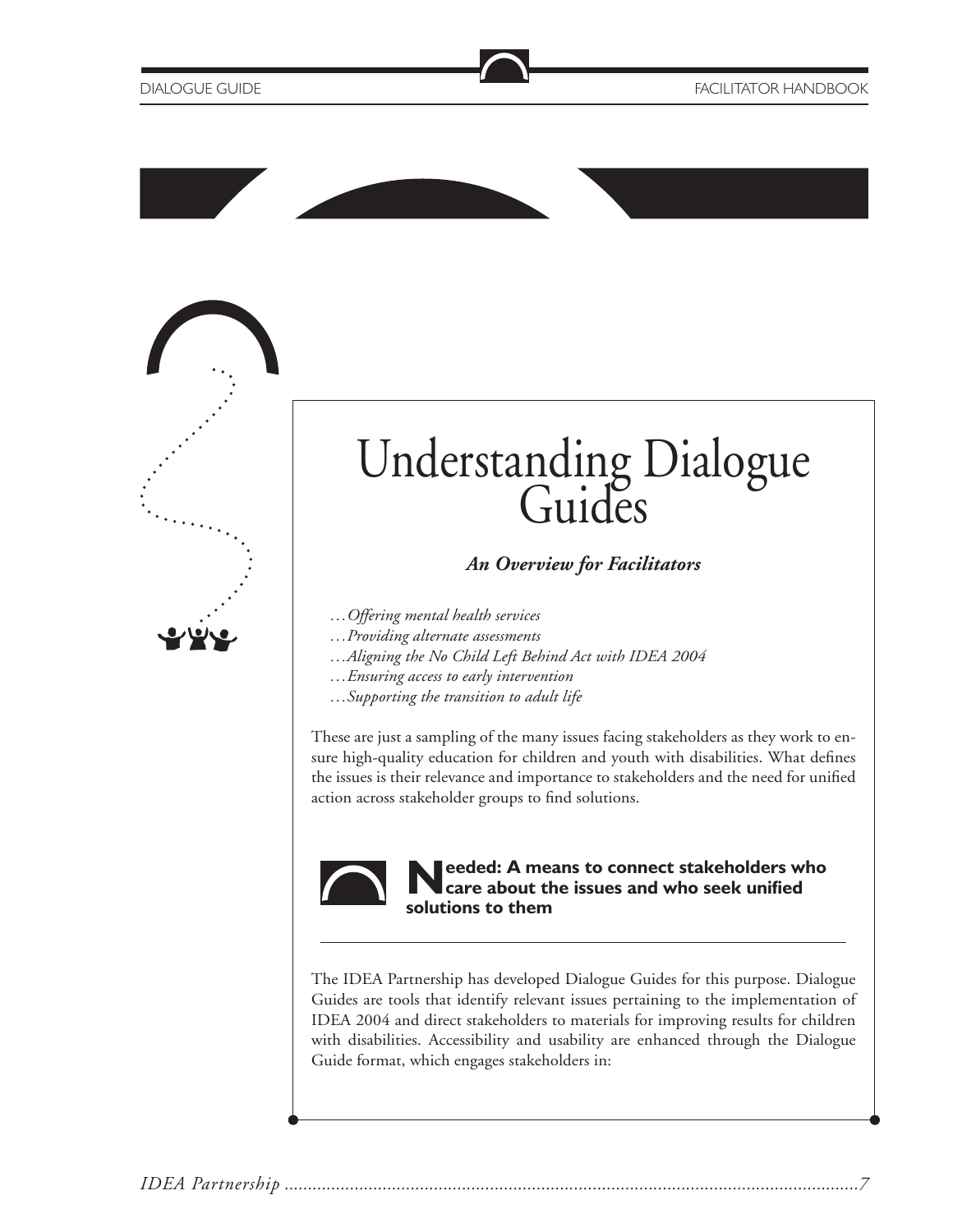# Understanding Dialogue Guides

***An Overview for Facilitators***

*...Offering mental health services*
*...Providing alternate assessments*
*...Aligning the No Child Left Behind Act with IDEA 2004*
*...Ensuring access to early intervention*
*...Supporting the transition to adult life*

These are just a sampling of the many issues facing stakeholders as they work to ensure high-quality education for children and youth with disabilities. What defines the issues is their relevance and importance to stakeholders and the need for unified action across stakeholder groups to find solutions.

**Needed: A means to connect stakeholders who care about the issues and who seek unified solutions to them**

The IDEA Partnership has developed Dialogue Guides for this purpose. Dialogue Guides are tools that identify relevant issues pertaining to the implementation of IDEA 2004 and direct stakeholders to materials for improving results for children with disabilities. Accessibility and usability are enhanced through the Dialogue Guide format, which engages stakeholders in: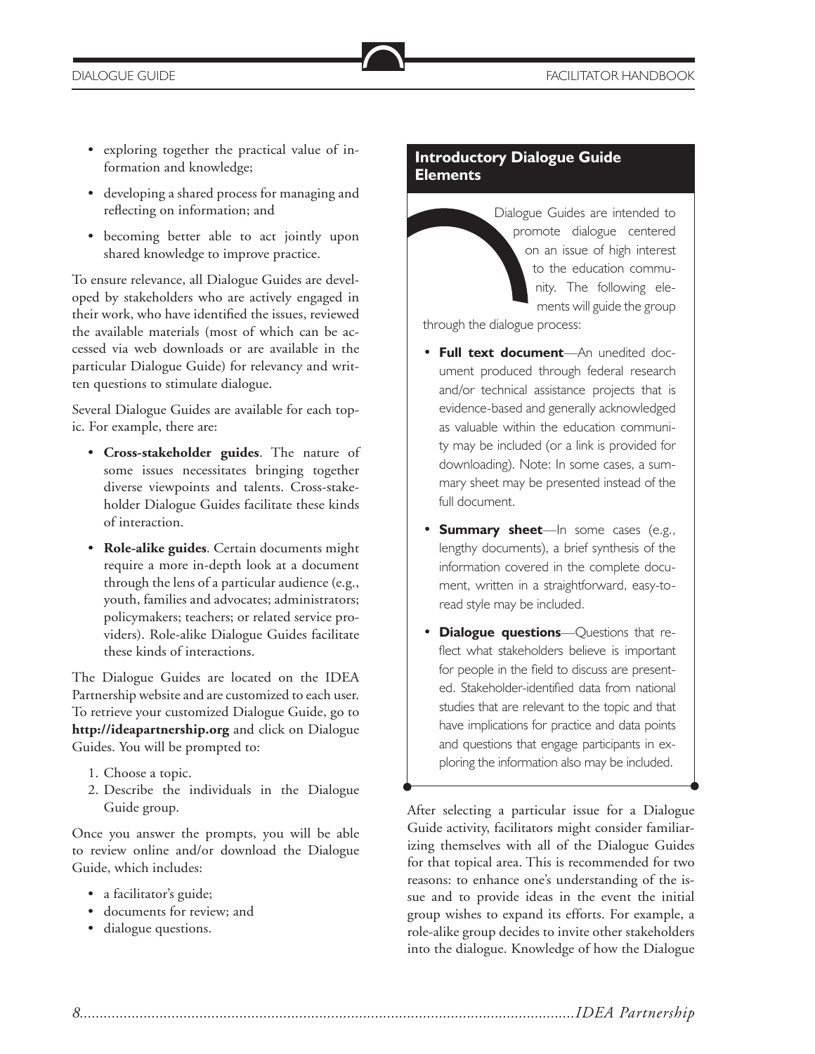- exploring together the practical value of information and knowledge;
- developing a shared process for managing and reflecting on information; and
- becoming better able to act jointly upon shared knowledge to improve practice.

To ensure relevance, all Dialogue Guides are developed by stakeholders who are actively engaged in their work, who have identified the issues, reviewed the available materials (most of which can be accessed via web downloads or are available in the particular Dialogue Guide) for relevancy and written questions to stimulate dialogue.

Several Dialogue Guides are available for each topic. For example, there are:

- **Cross-stakeholder guides**. The nature of some issues necessitates bringing together diverse viewpoints and talents. Cross-stakeholder Dialogue Guides facilitate these kinds of interaction.
- **Role-alike guides**. Certain documents might require a more in-depth look at a document through the lens of a particular audience (e.g., youth, families and advocates; administrators; policymakers; teachers; or related service providers). Role-alike Dialogue Guides facilitate these kinds of interactions.

The Dialogue Guides are located on the IDEA Partnership website and are customized to each user. To retrieve your customized Dialogue Guide, go to **http://ideapartnership.org** and click on Dialogue Guides. You will be prompted to:

1. Choose a topic.
2. Describe the individuals in the Dialogue Guide group.

Once you answer the prompts, you will be able to review online and/or download the Dialogue Guide, which includes:

- a facilitator's guide;
- documents for review; and
- dialogue questions.

## Introductory Dialogue Guide Elements

Dialogue Guides are intended to promote dialogue centered on an issue of high interest to the education community. The following elements will guide the group through the dialogue process:

- **Full text document**—An unedited document produced through federal research and/or technical assistance projects that is evidence-based and generally acknowledged as valuable within the education community may be included (or a link is provided for downloading). Note: In some cases, a summary sheet may be presented instead of the full document.
- **Summary sheet**—In some cases (e.g., lengthy documents), a brief synthesis of the information covered in the complete document, written in a straightforward, easy-to-read style may be included.
- **Dialogue questions**—Questions that reflect what stakeholders believe is important for people in the field to discuss are presented. Stakeholder-identified data from national studies that are relevant to the topic and that have implications for practice and data points and questions that engage participants in exploring the information also may be included.

After selecting a particular issue for a Dialogue Guide activity, facilitators might consider familiarizing themselves with all of the Dialogue Guides for that topical area. This is recommended for two reasons: to enhance one's understanding of the issue and to provide ideas in the event the initial group wishes to expand its efforts. For example, a role-alike group decides to invite other stakeholders into the dialogue. Knowledge of how the Dialogue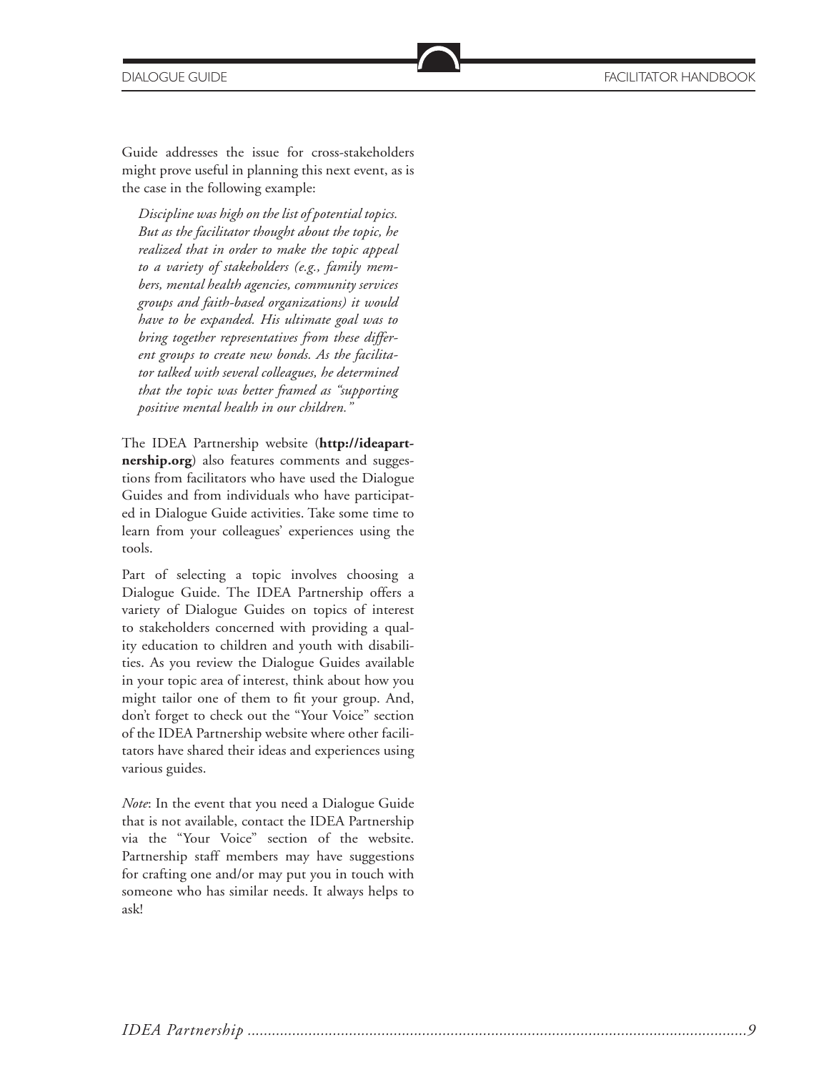Guide addresses the issue for cross-stakeholders might prove useful in planning this next event, as is the case in the following example:

> *Discipline was high on the list of potential topics. But as the facilitator thought about the topic, he realized that in order to make the topic appeal to a variety of stakeholders (e.g., family members, mental health agencies, community services groups and faith-based organizations) it would have to be expanded. His ultimate goal was to bring together representatives from these different groups to create new bonds. As the facilitator talked with several colleagues, he determined that the topic was better framed as "supporting positive mental health in our children."*

The IDEA Partnership website (**http://ideapartnership.org**) also features comments and suggestions from facilitators who have used the Dialogue Guides and from individuals who have participated in Dialogue Guide activities. Take some time to learn from your colleagues' experiences using the tools.

Part of selecting a topic involves choosing a Dialogue Guide. The IDEA Partnership offers a variety of Dialogue Guides on topics of interest to stakeholders concerned with providing a quality education to children and youth with disabilities. As you review the Dialogue Guides available in your topic area of interest, think about how you might tailor one of them to fit your group. And, don't forget to check out the "Your Voice" section of the IDEA Partnership website where other facilitators have shared their ideas and experiences using various guides.

*Note*: In the event that you need a Dialogue Guide that is not available, contact the IDEA Partnership via the "Your Voice" section of the website. Partnership staff members may have suggestions for crafting one and/or may put you in touch with someone who has similar needs. It always helps to ask!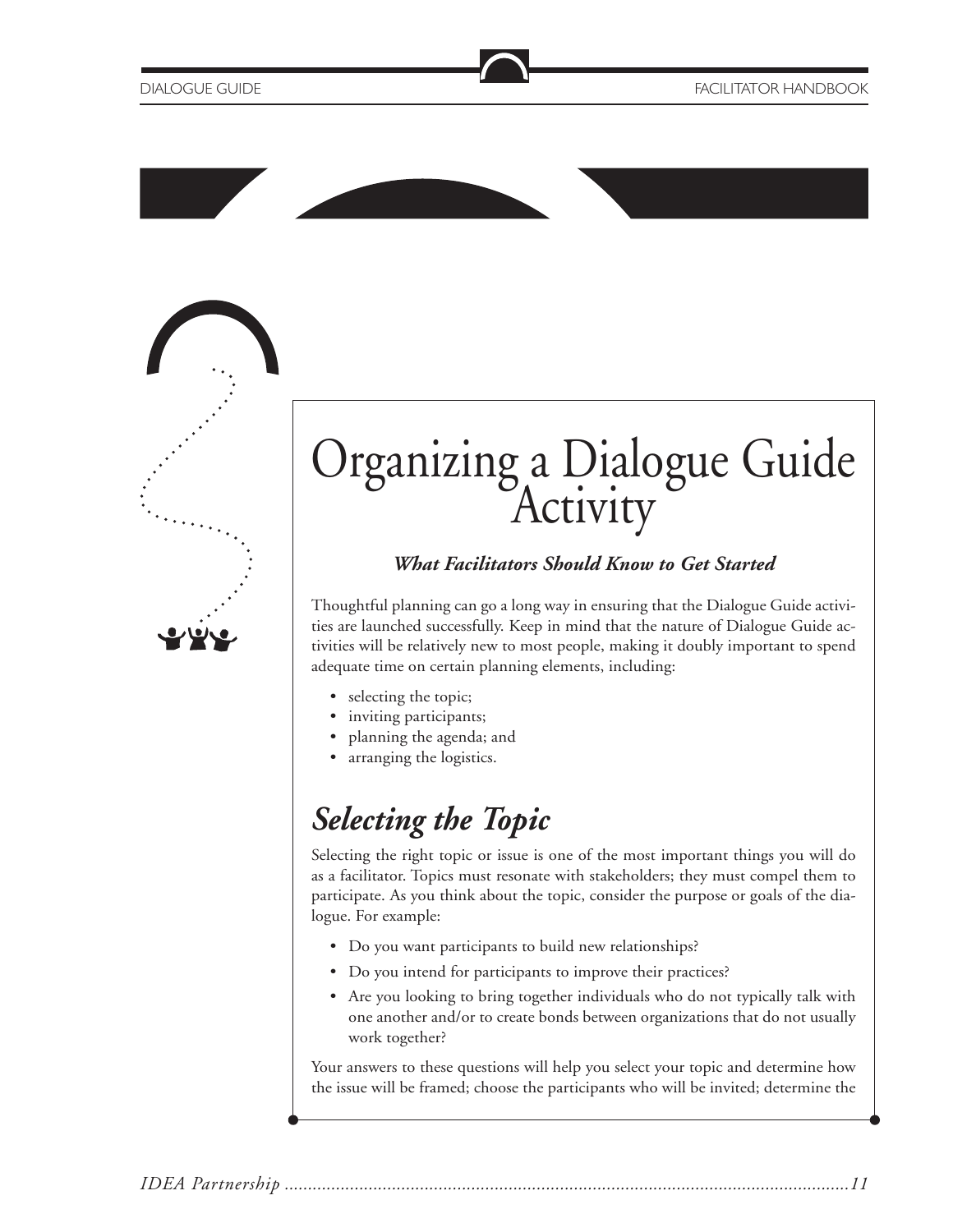# Organizing a Dialogue Guide Activity

***What Facilitators Should Know to Get Started***

Thoughtful planning can go a long way in ensuring that the Dialogue Guide activities are launched successfully. Keep in mind that the nature of Dialogue Guide activities will be relatively new to most people, making it doubly important to spend adequate time on certain planning elements, including:

- selecting the topic;
- inviting participants;
- planning the agenda; and
- arranging the logistics.

## *Selecting the Topic*

Selecting the right topic or issue is one of the most important things you will do as a facilitator. Topics must resonate with stakeholders; they must compel them to participate. As you think about the topic, consider the purpose or goals of the dialogue. For example:

- Do you want participants to build new relationships?
- Do you intend for participants to improve their practices?
- Are you looking to bring together individuals who do not typically talk with one another and/or to create bonds between organizations that do not usually work together?

Your answers to these questions will help you select your topic and determine how the issue will be framed; choose the participants who will be invited; determine the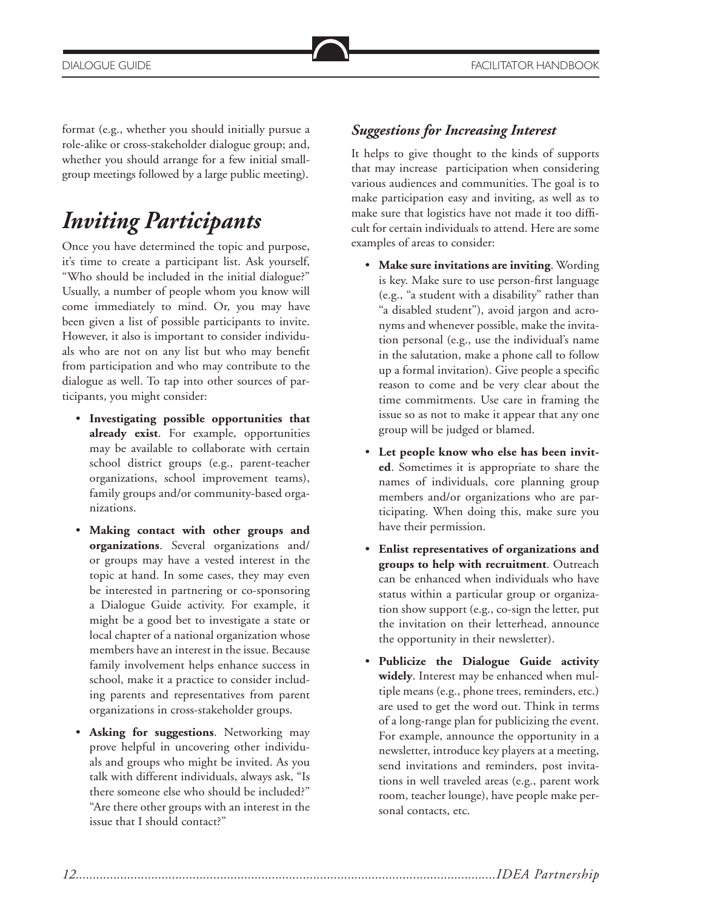format (e.g., whether you should initially pursue a role-alike or cross-stakeholder dialogue group; and, whether you should arrange for a few initial small-group meetings followed by a large public meeting).

# *Inviting Participants*

Once you have determined the topic and purpose, it's time to create a participant list. Ask yourself, "Who should be included in the initial dialogue?" Usually, a number of people whom you know will come immediately to mind. Or, you may have been given a list of possible participants to invite. However, it also is important to consider individuals who are not on any list but who may benefit from participation and who may contribute to the dialogue as well. To tap into other sources of participants, you might consider:

- **Investigating possible opportunities that already exist**. For example, opportunities may be available to collaborate with certain school district groups (e.g., parent-teacher organizations, school improvement teams), family groups and/or community-based organizations.
- **Making contact with other groups and organizations**. Several organizations and/or groups may have a vested interest in the topic at hand. In some cases, they may even be interested in partnering or co-sponsoring a Dialogue Guide activity. For example, it might be a good bet to investigate a state or local chapter of a national organization whose members have an interest in the issue. Because family involvement helps enhance success in school, make it a practice to consider including parents and representatives from parent organizations in cross-stakeholder groups.
- **Asking for suggestions**. Networking may prove helpful in uncovering other individuals and groups who might be invited. As you talk with different individuals, always ask, "Is there someone else who should be included?" "Are there other groups with an interest in the issue that I should contact?"

### *Suggestions for Increasing Interest*

It helps to give thought to the kinds of supports that may increase participation when considering various audiences and communities. The goal is to make participation easy and inviting, as well as to make sure that logistics have not made it too difficult for certain individuals to attend. Here are some examples of areas to consider:

- **Make sure invitations are inviting**. Wording is key. Make sure to use person-first language (e.g., "a student with a disability" rather than "a disabled student"), avoid jargon and acronyms and whenever possible, make the invitation personal (e.g., use the individual's name in the salutation, make a phone call to follow up a formal invitation). Give people a specific reason to come and be very clear about the time commitments. Use care in framing the issue so as not to make it appear that any one group will be judged or blamed.
- **Let people know who else has been invited**. Sometimes it is appropriate to share the names of individuals, core planning group members and/or organizations who are participating. When doing this, make sure you have their permission.
- **Enlist representatives of organizations and groups to help with recruitment**. Outreach can be enhanced when individuals who have status within a particular group or organization show support (e.g., co-sign the letter, put the invitation on their letterhead, announce the opportunity in their newsletter).
- **Publicize the Dialogue Guide activity widely**. Interest may be enhanced when multiple means (e.g., phone trees, reminders, etc.) are used to get the word out. Think in terms of a long-range plan for publicizing the event. For example, announce the opportunity in a newsletter, introduce key players at a meeting, send invitations and reminders, post invitations in well traveled areas (e.g., parent work room, teacher lounge), have people make personal contacts, etc.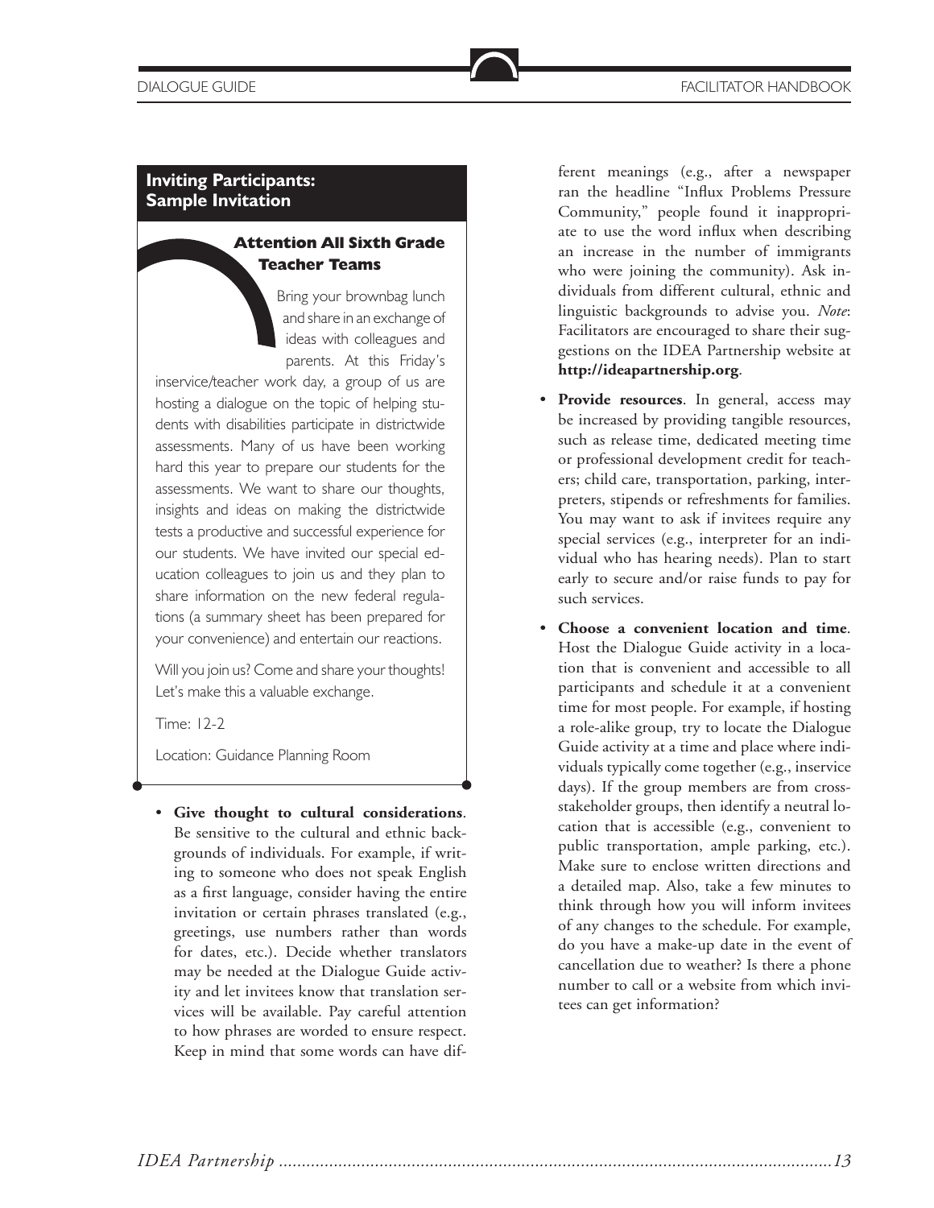## Inviting Participants: Sample Invitation

### Attention All Sixth Grade Teacher Teams

Bring your brownbag lunch and share in an exchange of ideas with colleagues and parents. At this Friday's inservice/teacher work day, a group of us are hosting a dialogue on the topic of helping students with disabilities participate in districtwide assessments. Many of us have been working hard this year to prepare our students for the assessments. We want to share our thoughts, insights and ideas on making the districtwide tests a productive and successful experience for our students. We have invited our special education colleagues to join us and they plan to share information on the new federal regulations (a summary sheet has been prepared for your convenience) and entertain our reactions.

Will you join us? Come and share your thoughts! Let's make this a valuable exchange.

Time: 12-2

Location: Guidance Planning Room

- **Give thought to cultural considerations**. Be sensitive to the cultural and ethnic backgrounds of individuals. For example, if writing to someone who does not speak English as a first language, consider having the entire invitation or certain phrases translated (e.g., greetings, use numbers rather than words for dates, etc.). Decide whether translators may be needed at the Dialogue Guide activity and let invitees know that translation services will be available. Pay careful attention to how phrases are worded to ensure respect. Keep in mind that some words can have different meanings (e.g., after a newspaper ran the headline "Influx Problems Pressure Community," people found it inappropriate to use the word influx when describing an increase in the number of immigrants who were joining the community). Ask individuals from different cultural, ethnic and linguistic backgrounds to advise you. *Note*: Facilitators are encouraged to share their suggestions on the IDEA Partnership website at **http://ideapartnership.org**.
- **Provide resources**. In general, access may be increased by providing tangible resources, such as release time, dedicated meeting time or professional development credit for teachers; child care, transportation, parking, interpreters, stipends or refreshments for families. You may want to ask if invitees require any special services (e.g., interpreter for an individual who has hearing needs). Plan to start early to secure and/or raise funds to pay for such services.
- **Choose a convenient location and time**. Host the Dialogue Guide activity in a location that is convenient and accessible to all participants and schedule it at a convenient time for most people. For example, if hosting a role-alike group, try to locate the Dialogue Guide activity at a time and place where individuals typically come together (e.g., inservice days). If the group members are from cross-stakeholder groups, then identify a neutral location that is accessible (e.g., convenient to public transportation, ample parking, etc.). Make sure to enclose written directions and a detailed map. Also, take a few minutes to think through how you will inform invitees of any changes to the schedule. For example, do you have a make-up date in the event of cancellation due to weather? Is there a phone number to call or a website from which invitees can get information?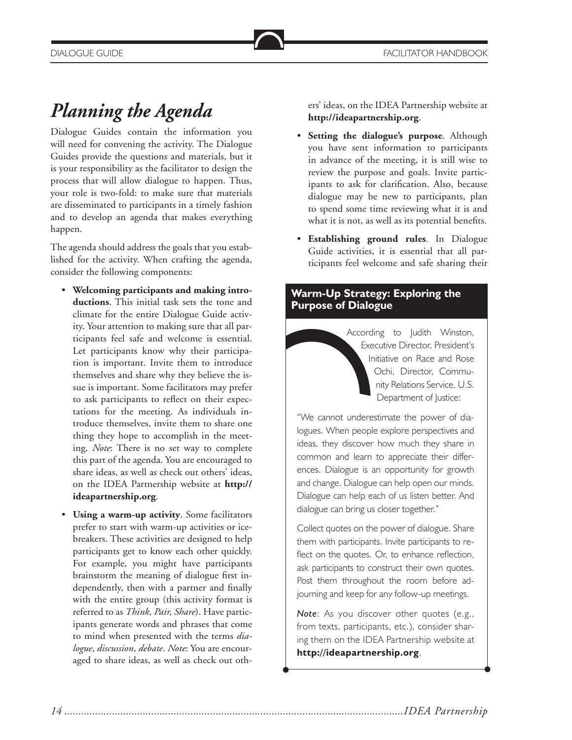# *Planning the Agenda*

Dialogue Guides contain the information you will need for convening the activity. The Dialogue Guides provide the questions and materials, but it is your responsibility as the facilitator to design the process that will allow dialogue to happen. Thus, your role is two-fold: to make sure that materials are disseminated to participants in a timely fashion and to develop an agenda that makes everything happen.

The agenda should address the goals that you established for the activity. When crafting the agenda, consider the following components:

- **Welcoming participants and making introductions**. This initial task sets the tone and climate for the entire Dialogue Guide activity. Your attention to making sure that all participants feel safe and welcome is essential. Let participants know why their participation is important. Invite them to introduce themselves and share why they believe the issue is important. Some facilitators may prefer to ask participants to reflect on their expectations for the meeting. As individuals introduce themselves, invite them to share one thing they hope to accomplish in the meeting. *Note*: There is no set way to complete this part of the agenda. You are encouraged to share ideas, as well as check out others' ideas, on the IDEA Partnership website at **http://ideapartnership.org**.
- **Using a warm-up activity**. Some facilitators prefer to start with warm-up activities or icebreakers. These activities are designed to help participants get to know each other quickly. For example, you might have participants brainstorm the meaning of dialogue first independently, then with a partner and finally with the entire group (this activity format is referred to as *Think, Pair, Share*). Have participants generate words and phrases that come to mind when presented with the terms *dialogue*, *discussion*, *debate*. *Note*: You are encouraged to share ideas, as well as check out others' ideas, on the IDEA Partnership website at **http://ideapartnership.org**.
- **Setting the dialogue's purpose**. Although you have sent information to participants in advance of the meeting, it is still wise to review the purpose and goals. Invite participants to ask for clarification. Also, because dialogue may be new to participants, plan to spend some time reviewing what it is and what it is not, as well as its potential benefits.
- **Establishing ground rules**. In Dialogue Guide activities, it is essential that all participants feel welcome and safe sharing their

## Warm-Up Strategy: Exploring the Purpose of Dialogue

According to Judith Winston, Executive Director, President's Initiative on Race and Rose Ochi, Director, Community Relations Service, U.S. Department of Justice:

"We cannot underestimate the power of dialogues. When people explore perspectives and ideas, they discover how much they share in common and learn to appreciate their differences. Dialogue is an opportunity for growth and change. Dialogue can help open our minds. Dialogue can help each of us listen better. And dialogue can bring us closer together."

Collect quotes on the power of dialogue. Share them with participants. Invite participants to reflect on the quotes. Or, to enhance reflection, ask participants to construct their own quotes. Post them throughout the room before adjourning and keep for any follow-up meetings.

*Note*: As you discover other quotes (e.g., from texts, participants, etc.), consider sharing them on the IDEA Partnership website at **http://ideapartnership.org**.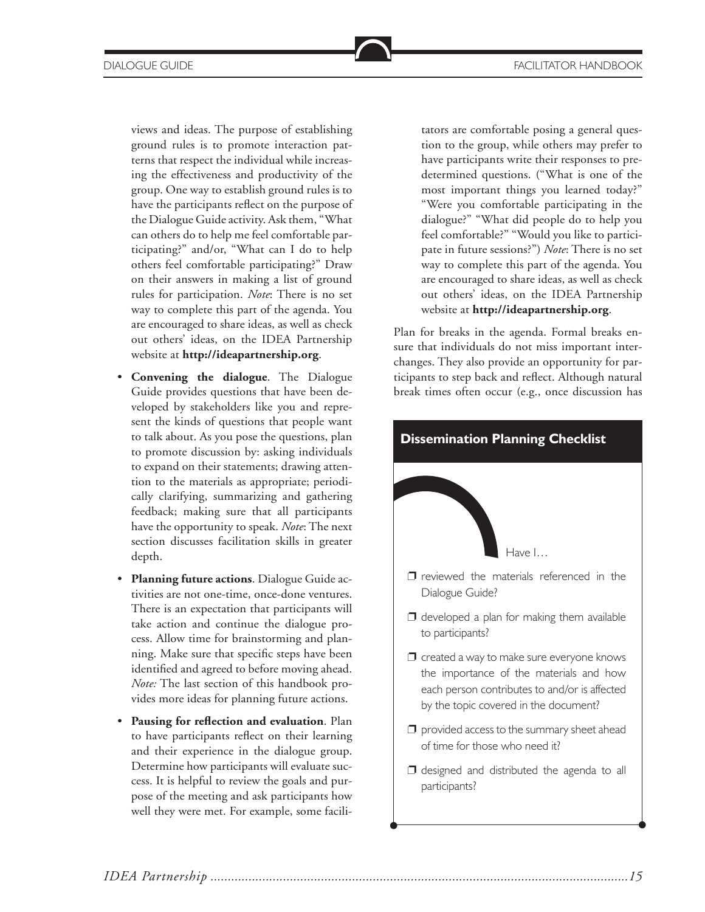views and ideas. The purpose of establishing ground rules is to promote interaction patterns that respect the individual while increasing the effectiveness and productivity of the group. One way to establish ground rules is to have the participants reflect on the purpose of the Dialogue Guide activity. Ask them, "What can others do to help me feel comfortable participating?" and/or, "What can I do to help others feel comfortable participating?" Draw on their answers in making a list of ground rules for participation. *Note*: There is no set way to complete this part of the agenda. You are encouraged to share ideas, as well as check out others' ideas, on the IDEA Partnership website at **http://ideapartnership.org**.

- **Convening the dialogue**. The Dialogue Guide provides questions that have been developed by stakeholders like you and represent the kinds of questions that people want to talk about. As you pose the questions, plan to promote discussion by: asking individuals to expand on their statements; drawing attention to the materials as appropriate; periodically clarifying, summarizing and gathering feedback; making sure that all participants have the opportunity to speak. *Note*: The next section discusses facilitation skills in greater depth.
- **Planning future actions**. Dialogue Guide activities are not one-time, once-done ventures. There is an expectation that participants will take action and continue the dialogue process. Allow time for brainstorming and planning. Make sure that specific steps have been identified and agreed to before moving ahead. *Note:* The last section of this handbook provides more ideas for planning future actions.
- **Pausing for reflection and evaluation**. Plan to have participants reflect on their learning and their experience in the dialogue group. Determine how participants will evaluate success. It is helpful to review the goals and purpose of the meeting and ask participants how well they were met. For example, some facilitators are comfortable posing a general question to the group, while others may prefer to have participants write their responses to predetermined questions. ("What is one of the most important things you learned today?" "Were you comfortable participating in the dialogue?" "What did people do to help you feel comfortable?" "Would you like to participate in future sessions?") *Note*: There is no set way to complete this part of the agenda. You are encouraged to share ideas, as well as check out others' ideas, on the IDEA Partnership website at **http://ideapartnership.org**.

Plan for breaks in the agenda. Formal breaks ensure that individuals do not miss important interchanges. They also provide an opportunity for participants to step back and reflect. Although natural break times often occur (e.g., once discussion has

## Dissemination Planning Checklist

Have I…

- ❒ reviewed the materials referenced in the Dialogue Guide?
- ❒ developed a plan for making them available to participants?
- ❒ created a way to make sure everyone knows the importance of the materials and how each person contributes to and/or is affected by the topic covered in the document?
- ❒ provided access to the summary sheet ahead of time for those who need it?
- ❒ designed and distributed the agenda to all participants?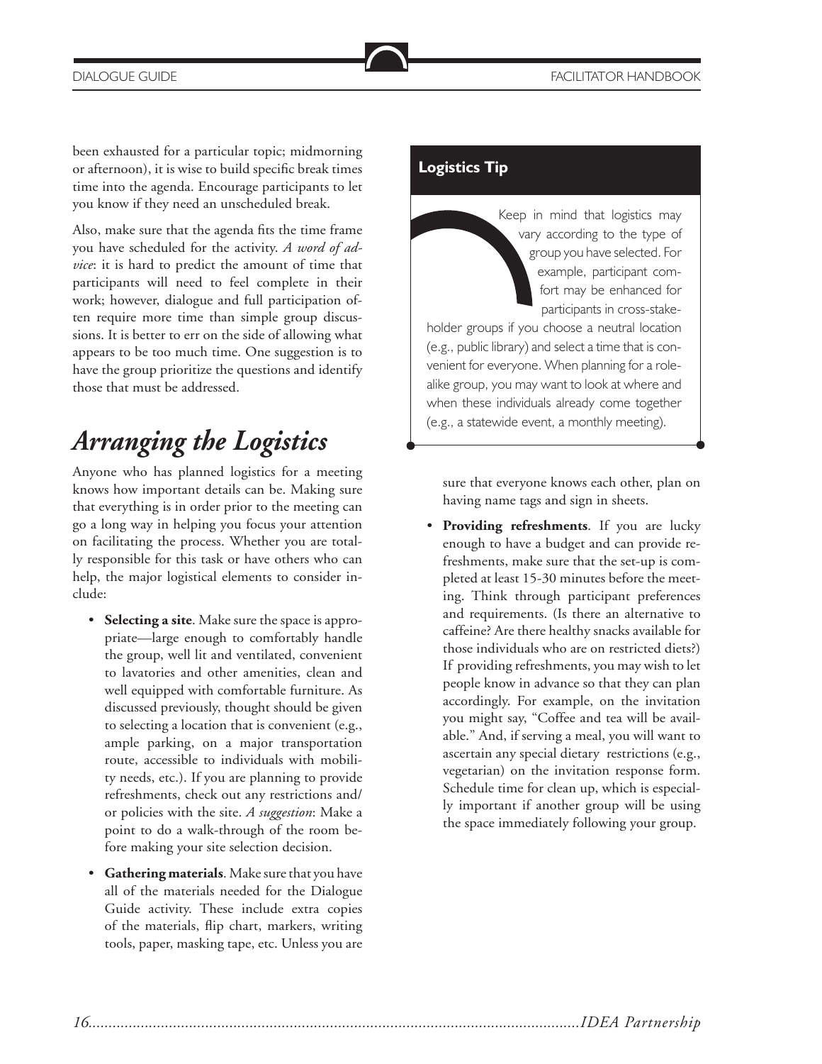been exhausted for a particular topic; midmorning or afternoon), it is wise to build specific break times time into the agenda. Encourage participants to let you know if they need an unscheduled break.

Also, make sure that the agenda fits the time frame you have scheduled for the activity. *A word of advice*: it is hard to predict the amount of time that participants will need to feel complete in their work; however, dialogue and full participation often require more time than simple group discussions. It is better to err on the side of allowing what appears to be too much time. One suggestion is to have the group prioritize the questions and identify those that must be addressed.

# *Arranging the Logistics*

Anyone who has planned logistics for a meeting knows how important details can be. Making sure that everything is in order prior to the meeting can go a long way in helping you focus your attention on facilitating the process. Whether you are totally responsible for this task or have others who can help, the major logistical elements to consider include:

- **Selecting a site**. Make sure the space is appropriate—large enough to comfortably handle the group, well lit and ventilated, convenient to lavatories and other amenities, clean and well equipped with comfortable furniture. As discussed previously, thought should be given to selecting a location that is convenient (e.g., ample parking, on a major transportation route, accessible to individuals with mobility needs, etc.). If you are planning to provide refreshments, check out any restrictions and/or policies with the site. *A suggestion*: Make a point to do a walk-through of the room before making your site selection decision.
- **Gathering materials**. Make sure that you have all of the materials needed for the Dialogue Guide activity. These include extra copies of the materials, flip chart, markers, writing tools, paper, masking tape, etc. Unless you are sure that everyone knows each other, plan on having name tags and sign in sheets.
- **Providing refreshments**. If you are lucky enough to have a budget and can provide refreshments, make sure that the set-up is completed at least 15-30 minutes before the meeting. Think through participant preferences and requirements. (Is there an alternative to caffeine? Are there healthy snacks available for those individuals who are on restricted diets?) If providing refreshments, you may wish to let people know in advance so that they can plan accordingly. For example, on the invitation you might say, "Coffee and tea will be available." And, if serving a meal, you will want to ascertain any special dietary restrictions (e.g., vegetarian) on the invitation response form. Schedule time for clean up, which is especially important if another group will be using the space immediately following your group.

### Logistics Tip

Keep in mind that logistics may vary according to the type of group you have selected. For example, participant comfort may be enhanced for participants in cross-stakeholder groups if you choose a neutral location (e.g., public library) and select a time that is convenient for everyone. When planning for a role-alike group, you may want to look at where and when these individuals already come together (e.g., a statewide event, a monthly meeting).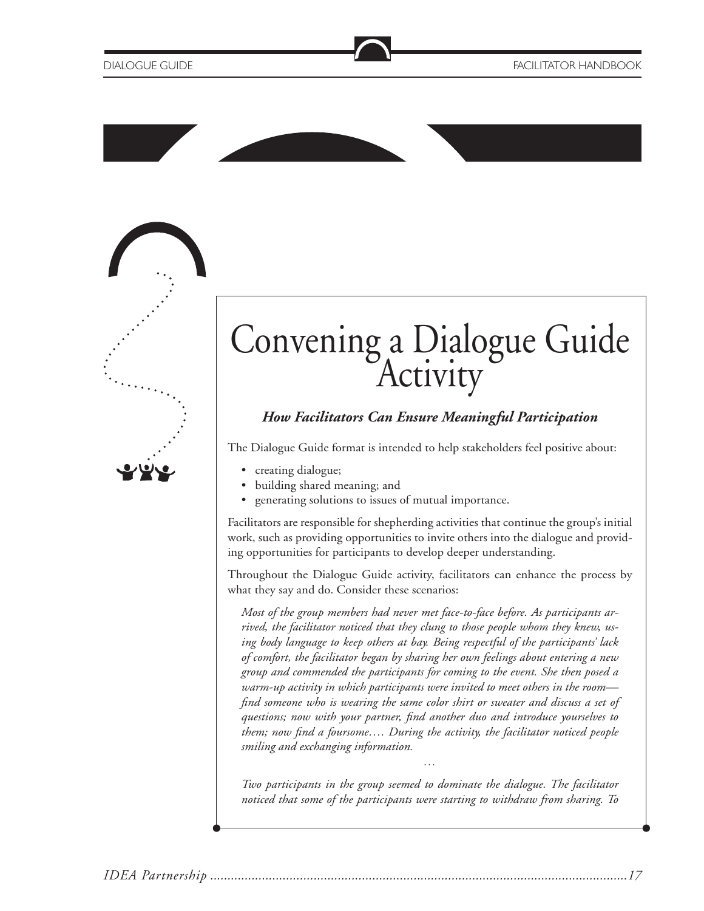# Convening a Dialogue Guide Activity

### *How Facilitators Can Ensure Meaningful Participation*

The Dialogue Guide format is intended to help stakeholders feel positive about:

- creating dialogue;
- building shared meaning; and
- generating solutions to issues of mutual importance.

Facilitators are responsible for shepherding activities that continue the group's initial work, such as providing opportunities to invite others into the dialogue and providing opportunities for participants to develop deeper understanding.

Throughout the Dialogue Guide activity, facilitators can enhance the process by what they say and do. Consider these scenarios:

> *Most of the group members had never met face-to-face before. As participants arrived, the facilitator noticed that they clung to those people whom they knew, using body language to keep others at bay. Being respectful of the participants' lack of comfort, the facilitator began by sharing her own feelings about entering a new group and commended the participants for coming to the event. She then posed a warm-up activity in which participants were invited to meet others in the room—find someone who is wearing the same color shirt or sweater and discuss a set of questions; now with your partner, find another duo and introduce yourselves to them; now find a foursome…. During the activity, the facilitator noticed people smiling and exchanging information.*
>
> …
>
> *Two participants in the group seemed to dominate the dialogue. The facilitator noticed that some of the participants were starting to withdraw from sharing. To*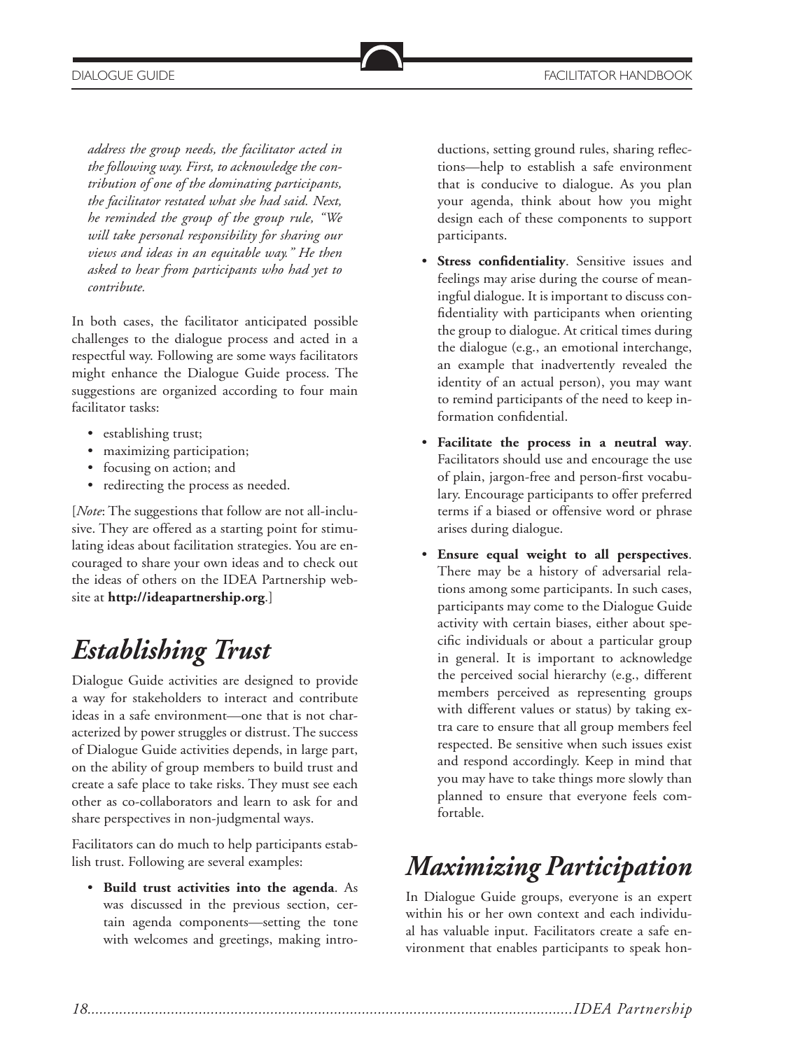*address the group needs, the facilitator acted in the following way. First, to acknowledge the contribution of one of the dominating participants, the facilitator restated what she had said. Next, he reminded the group of the group rule, "We will take personal responsibility for sharing our views and ideas in an equitable way." He then asked to hear from participants who had yet to contribute.*

In both cases, the facilitator anticipated possible challenges to the dialogue process and acted in a respectful way. Following are some ways facilitators might enhance the Dialogue Guide process. The suggestions are organized according to four main facilitator tasks:

- establishing trust;
- maximizing participation;
- focusing on action; and
- redirecting the process as needed.

[*Note*: The suggestions that follow are not all-inclusive. They are offered as a starting point for stimulating ideas about facilitation strategies. You are encouraged to share your own ideas and to check out the ideas of others on the IDEA Partnership website at **http://ideapartnership.org**.]

# *Establishing Trust*

Dialogue Guide activities are designed to provide a way for stakeholders to interact and contribute ideas in a safe environment—one that is not characterized by power struggles or distrust. The success of Dialogue Guide activities depends, in large part, on the ability of group members to build trust and create a safe place to take risks. They must see each other as co-collaborators and learn to ask for and share perspectives in non-judgmental ways.

Facilitators can do much to help participants establish trust. Following are several examples:

- **Build trust activities into the agenda**. As was discussed in the previous section, certain agenda components—setting the tone with welcomes and greetings, making introductions, setting ground rules, sharing reflections—help to establish a safe environment that is conducive to dialogue. As you plan your agenda, think about how you might design each of these components to support participants.
- **Stress confidentiality**. Sensitive issues and feelings may arise during the course of meaningful dialogue. It is important to discuss confidentiality with participants when orienting the group to dialogue. At critical times during the dialogue (e.g., an emotional interchange, an example that inadvertently revealed the identity of an actual person), you may want to remind participants of the need to keep information confidential.
- **Facilitate the process in a neutral way**. Facilitators should use and encourage the use of plain, jargon-free and person-first vocabulary. Encourage participants to offer preferred terms if a biased or offensive word or phrase arises during dialogue.
- **Ensure equal weight to all perspectives**. There may be a history of adversarial relations among some participants. In such cases, participants may come to the Dialogue Guide activity with certain biases, either about specific individuals or about a particular group in general. It is important to acknowledge the perceived social hierarchy (e.g., different members perceived as representing groups with different values or status) by taking extra care to ensure that all group members feel respected. Be sensitive when such issues exist and respond accordingly. Keep in mind that you may have to take things more slowly than planned to ensure that everyone feels comfortable.

# *Maximizing Participation*

In Dialogue Guide groups, everyone is an expert within his or her own context and each individual has valuable input. Facilitators create a safe environment that enables participants to speak hon-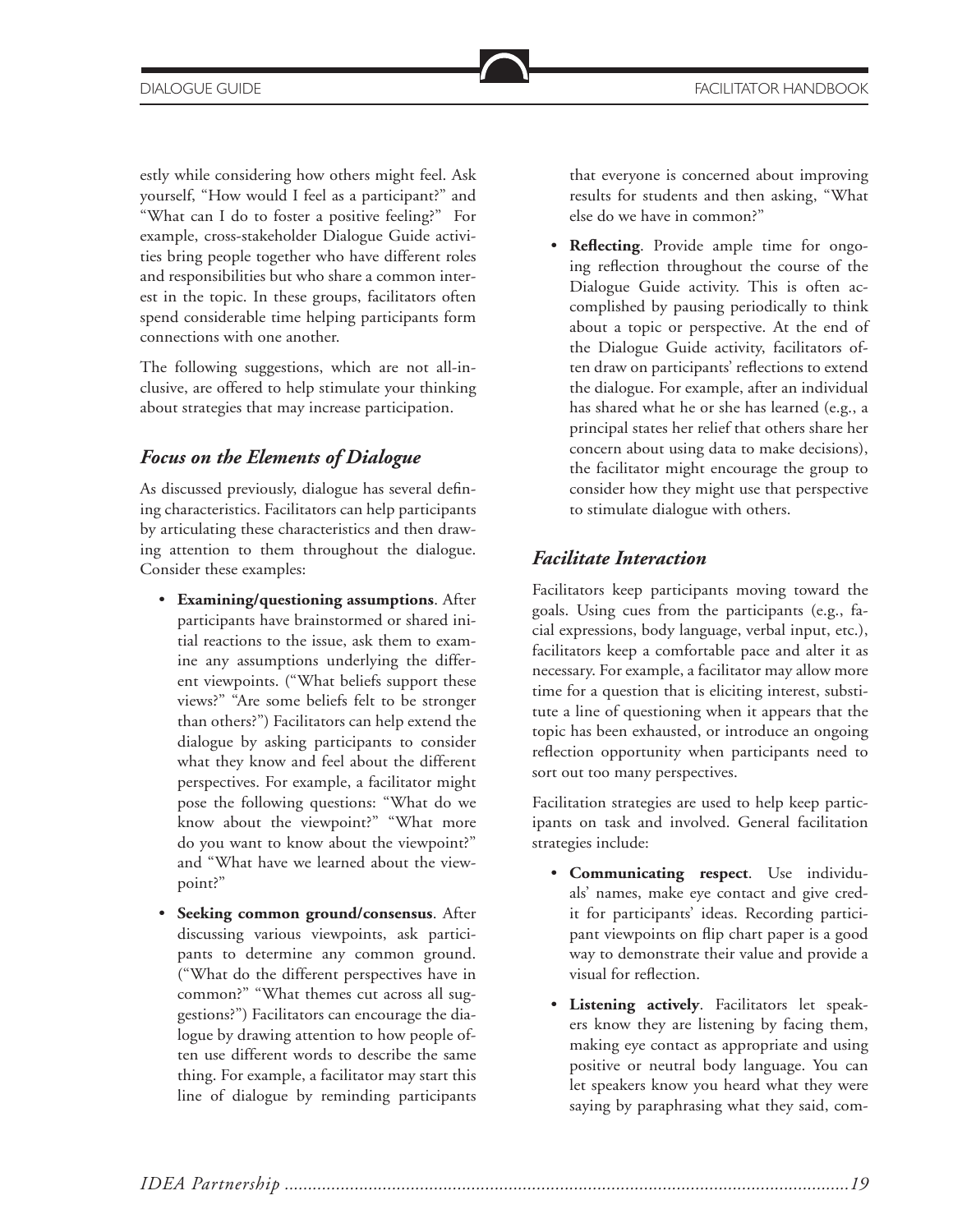estly while considering how others might feel. Ask yourself, "How would I feel as a participant?" and "What can I do to foster a positive feeling?" For example, cross-stakeholder Dialogue Guide activities bring people together who have different roles and responsibilities but who share a common interest in the topic. In these groups, facilitators often spend considerable time helping participants form connections with one another.

The following suggestions, which are not all-inclusive, are offered to help stimulate your thinking about strategies that may increase participation.

### *Focus on the Elements of Dialogue*

As discussed previously, dialogue has several defining characteristics. Facilitators can help participants by articulating these characteristics and then drawing attention to them throughout the dialogue. Consider these examples:

- **Examining/questioning assumptions**. After participants have brainstormed or shared initial reactions to the issue, ask them to examine any assumptions underlying the different viewpoints. ("What beliefs support these views?" "Are some beliefs felt to be stronger than others?") Facilitators can help extend the dialogue by asking participants to consider what they know and feel about the different perspectives. For example, a facilitator might pose the following questions: "What do we know about the viewpoint?" "What more do you want to know about the viewpoint?" and "What have we learned about the viewpoint?"
- **Seeking common ground/consensus**. After discussing various viewpoints, ask participants to determine any common ground. ("What do the different perspectives have in common?" "What themes cut across all suggestions?") Facilitators can encourage the dialogue by drawing attention to how people often use different words to describe the same thing. For example, a facilitator may start this line of dialogue by reminding participants that everyone is concerned about improving results for students and then asking, "What else do we have in common?"
- **Reflecting**. Provide ample time for ongoing reflection throughout the course of the Dialogue Guide activity. This is often accomplished by pausing periodically to think about a topic or perspective. At the end of the Dialogue Guide activity, facilitators often draw on participants' reflections to extend the dialogue. For example, after an individual has shared what he or she has learned (e.g., a principal states her relief that others share her concern about using data to make decisions), the facilitator might encourage the group to consider how they might use that perspective to stimulate dialogue with others.

### *Facilitate Interaction*

Facilitators keep participants moving toward the goals. Using cues from the participants (e.g., facial expressions, body language, verbal input, etc.), facilitators keep a comfortable pace and alter it as necessary. For example, a facilitator may allow more time for a question that is eliciting interest, substitute a line of questioning when it appears that the topic has been exhausted, or introduce an ongoing reflection opportunity when participants need to sort out too many perspectives.

Facilitation strategies are used to help keep participants on task and involved. General facilitation strategies include:

- **Communicating respect**. Use individuals' names, make eye contact and give credit for participants' ideas. Recording participant viewpoints on flip chart paper is a good way to demonstrate their value and provide a visual for reflection.
- **Listening actively**. Facilitators let speakers know they are listening by facing them, making eye contact as appropriate and using positive or neutral body language. You can let speakers know you heard what they were saying by paraphrasing what they said, com-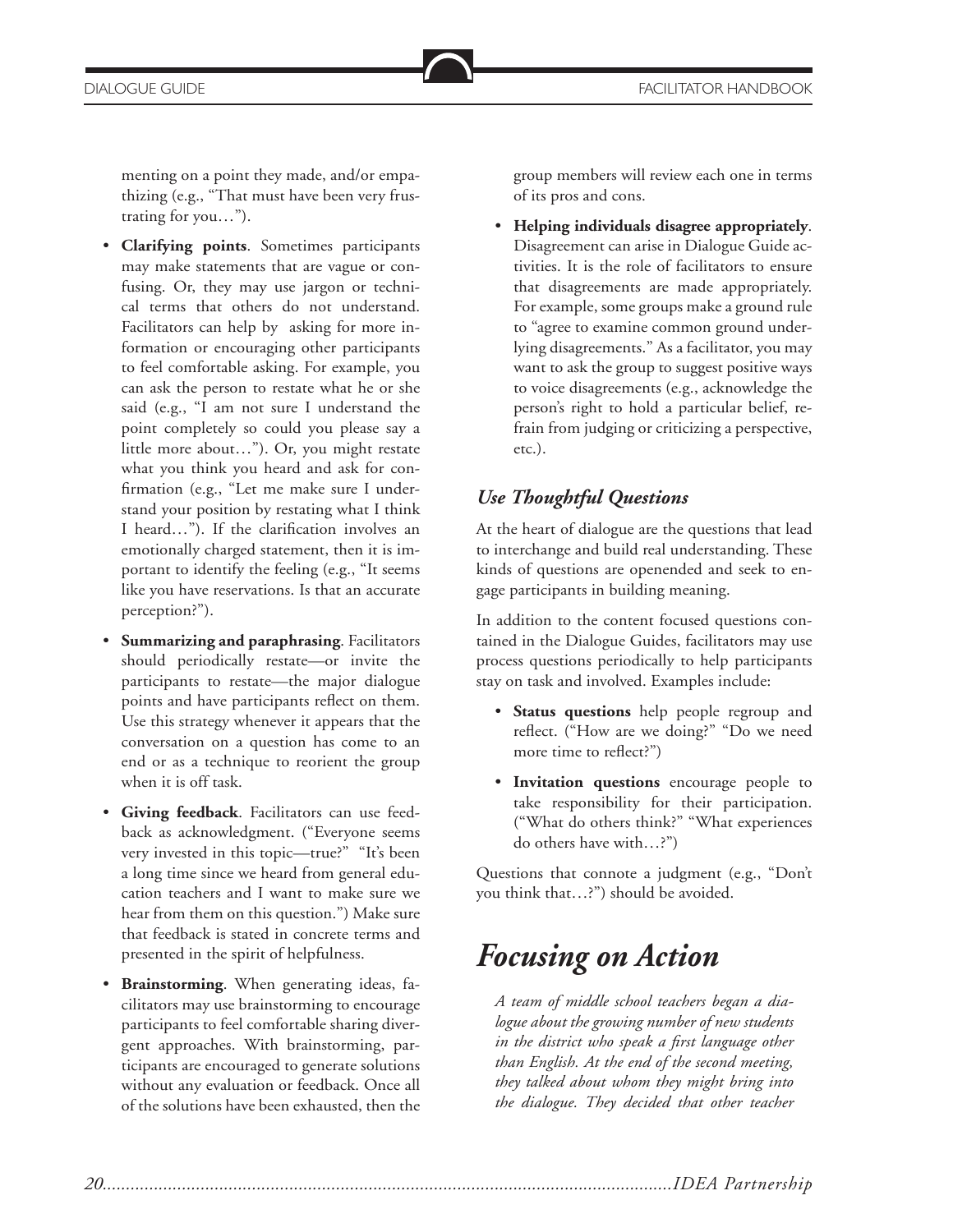menting on a point they made, and/or empathizing (e.g., "That must have been very frustrating for you…").

- **Clarifying points**. Sometimes participants may make statements that are vague or confusing. Or, they may use jargon or technical terms that others do not understand. Facilitators can help by asking for more information or encouraging other participants to feel comfortable asking. For example, you can ask the person to restate what he or she said (e.g., "I am not sure I understand the point completely so could you please say a little more about…"). Or, you might restate what you think you heard and ask for confirmation (e.g., "Let me make sure I understand your position by restating what I think I heard…"). If the clarification involves an emotionally charged statement, then it is important to identify the feeling (e.g., "It seems like you have reservations. Is that an accurate perception?").
- **Summarizing and paraphrasing**. Facilitators should periodically restate—or invite the participants to restate—the major dialogue points and have participants reflect on them. Use this strategy whenever it appears that the conversation on a question has come to an end or as a technique to reorient the group when it is off task.
- **Giving feedback**. Facilitators can use feedback as acknowledgment. ("Everyone seems very invested in this topic—true?" "It's been a long time since we heard from general education teachers and I want to make sure we hear from them on this question.") Make sure that feedback is stated in concrete terms and presented in the spirit of helpfulness.
- **Brainstorming**. When generating ideas, facilitators may use brainstorming to encourage participants to feel comfortable sharing divergent approaches. With brainstorming, participants are encouraged to generate solutions without any evaluation or feedback. Once all of the solutions have been exhausted, then the group members will review each one in terms of its pros and cons.
- **Helping individuals disagree appropriately**. Disagreement can arise in Dialogue Guide activities. It is the role of facilitators to ensure that disagreements are made appropriately. For example, some groups make a ground rule to "agree to examine common ground underlying disagreements." As a facilitator, you may want to ask the group to suggest positive ways to voice disagreements (e.g., acknowledge the person's right to hold a particular belief, refrain from judging or criticizing a perspective, etc.).

### *Use Thoughtful Questions*

At the heart of dialogue are the questions that lead to interchange and build real understanding. These kinds of questions are openended and seek to engage participants in building meaning.

In addition to the content focused questions contained in the Dialogue Guides, facilitators may use process questions periodically to help participants stay on task and involved. Examples include:

- **Status questions** help people regroup and reflect. ("How are we doing?" "Do we need more time to reflect?")
- **Invitation questions** encourage people to take responsibility for their participation. ("What do others think?" "What experiences do others have with…?")

Questions that connote a judgment (e.g., "Don't you think that…?") should be avoided.

## *Focusing on Action*

*A team of middle school teachers began a dialogue about the growing number of new students in the district who speak a first language other than English. At the end of the second meeting, they talked about whom they might bring into the dialogue. They decided that other teacher*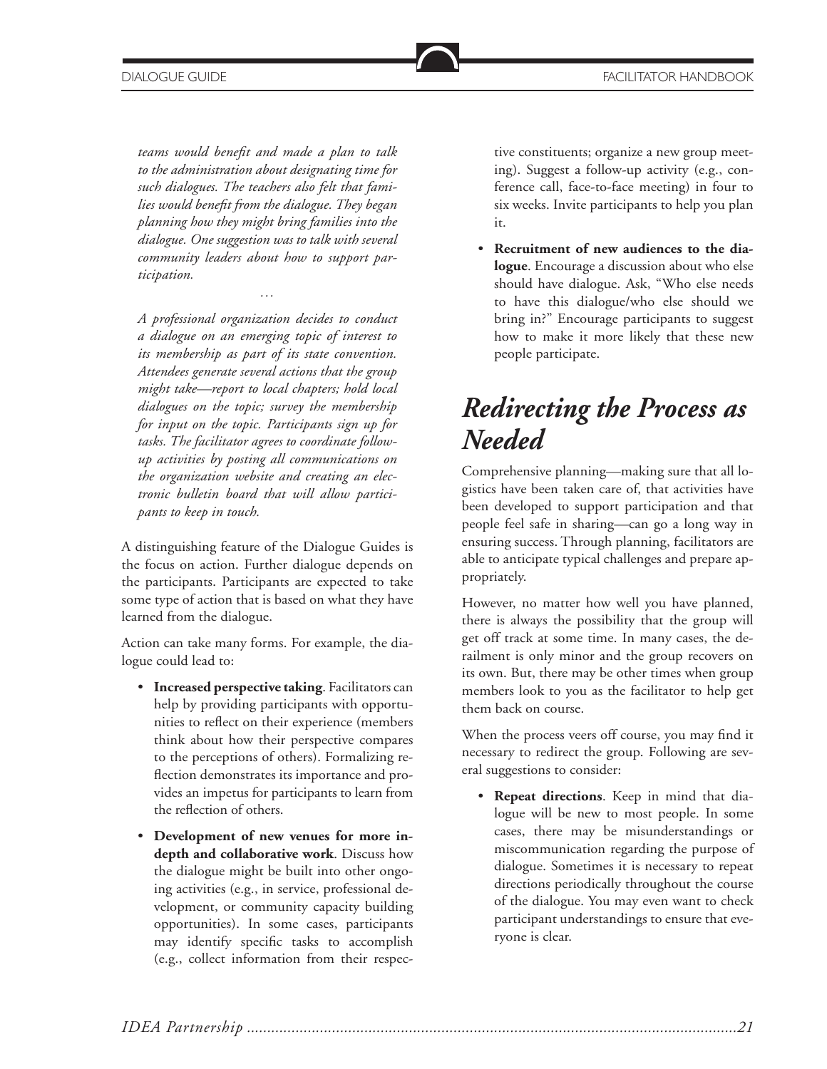*teams would benefit and made a plan to talk to the administration about designating time for such dialogues. The teachers also felt that families would benefit from the dialogue. They began planning how they might bring families into the dialogue. One suggestion was to talk with several community leaders about how to support participation.*

…

*A professional organization decides to conduct a dialogue on an emerging topic of interest to its membership as part of its state convention. Attendees generate several actions that the group might take—report to local chapters; hold local dialogues on the topic; survey the membership for input on the topic. Participants sign up for tasks. The facilitator agrees to coordinate follow-up activities by posting all communications on the organization website and creating an electronic bulletin board that will allow participants to keep in touch.*

A distinguishing feature of the Dialogue Guides is the focus on action. Further dialogue depends on the participants. Participants are expected to take some type of action that is based on what they have learned from the dialogue.

Action can take many forms. For example, the dialogue could lead to:

- **Increased perspective taking**. Facilitators can help by providing participants with opportunities to reflect on their experience (members think about how their perspective compares to the perceptions of others). Formalizing reflection demonstrates its importance and provides an impetus for participants to learn from the reflection of others.
- **Development of new venues for more in-depth and collaborative work**. Discuss how the dialogue might be built into other ongoing activities (e.g., in service, professional development, or community capacity building opportunities). In some cases, participants may identify specific tasks to accomplish (e.g., collect information from their respective constituents; organize a new group meeting). Suggest a follow-up activity (e.g., conference call, face-to-face meeting) in four to six weeks. Invite participants to help you plan it.
- **Recruitment of new audiences to the dialogue**. Encourage a discussion about who else should have dialogue. Ask, "Who else needs to have this dialogue/who else should we bring in?" Encourage participants to suggest how to make it more likely that these new people participate.

# *Redirecting the Process as Needed*

Comprehensive planning—making sure that all logistics have been taken care of, that activities have been developed to support participation and that people feel safe in sharing—can go a long way in ensuring success. Through planning, facilitators are able to anticipate typical challenges and prepare appropriately.

However, no matter how well you have planned, there is always the possibility that the group will get off track at some time. In many cases, the derailment is only minor and the group recovers on its own. But, there may be other times when group members look to you as the facilitator to help get them back on course.

When the process veers off course, you may find it necessary to redirect the group. Following are several suggestions to consider:

- **Repeat directions**. Keep in mind that dialogue will be new to most people. In some cases, there may be misunderstandings or miscommunication regarding the purpose of dialogue. Sometimes it is necessary to repeat directions periodically throughout the course of the dialogue. You may even want to check participant understandings to ensure that everyone is clear.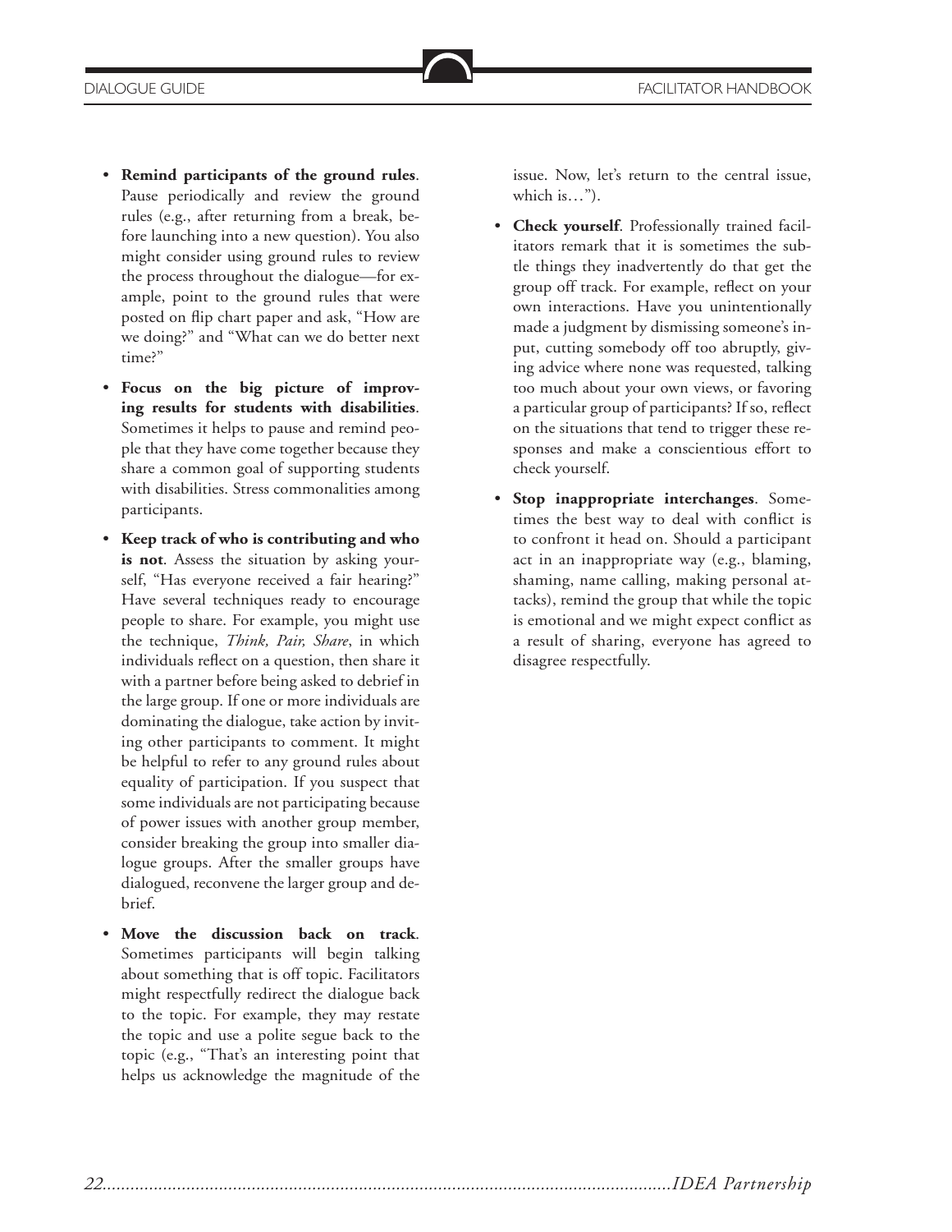- **Remind participants of the ground rules**. Pause periodically and review the ground rules (e.g., after returning from a break, before launching into a new question). You also might consider using ground rules to review the process throughout the dialogue—for example, point to the ground rules that were posted on flip chart paper and ask, "How are we doing?" and "What can we do better next time?"

- **Focus on the big picture of improving results for students with disabilities**. Sometimes it helps to pause and remind people that they have come together because they share a common goal of supporting students with disabilities. Stress commonalities among participants.

- **Keep track of who is contributing and who is not**. Assess the situation by asking yourself, "Has everyone received a fair hearing?" Have several techniques ready to encourage people to share. For example, you might use the technique, *Think, Pair, Share*, in which individuals reflect on a question, then share it with a partner before being asked to debrief in the large group. If one or more individuals are dominating the dialogue, take action by inviting other participants to comment. It might be helpful to refer to any ground rules about equality of participation. If you suspect that some individuals are not participating because of power issues with another group member, consider breaking the group into smaller dialogue groups. After the smaller groups have dialogued, reconvene the larger group and debrief.

- **Move the discussion back on track**. Sometimes participants will begin talking about something that is off topic. Facilitators might respectfully redirect the dialogue back to the topic. For example, they may restate the topic and use a polite segue back to the topic (e.g., "That's an interesting point that helps us acknowledge the magnitude of the issue. Now, let's return to the central issue, which is…").

- **Check yourself**. Professionally trained facilitators remark that it is sometimes the subtle things they inadvertently do that get the group off track. For example, reflect on your own interactions. Have you unintentionally made a judgment by dismissing someone's input, cutting somebody off too abruptly, giving advice where none was requested, talking too much about your own views, or favoring a particular group of participants? If so, reflect on the situations that tend to trigger these responses and make a conscientious effort to check yourself.

- **Stop inappropriate interchanges**. Sometimes the best way to deal with conflict is to confront it head on. Should a participant act in an inappropriate way (e.g., blaming, shaming, name calling, making personal attacks), remind the group that while the topic is emotional and we might expect conflict as a result of sharing, everyone has agreed to disagree respectfully.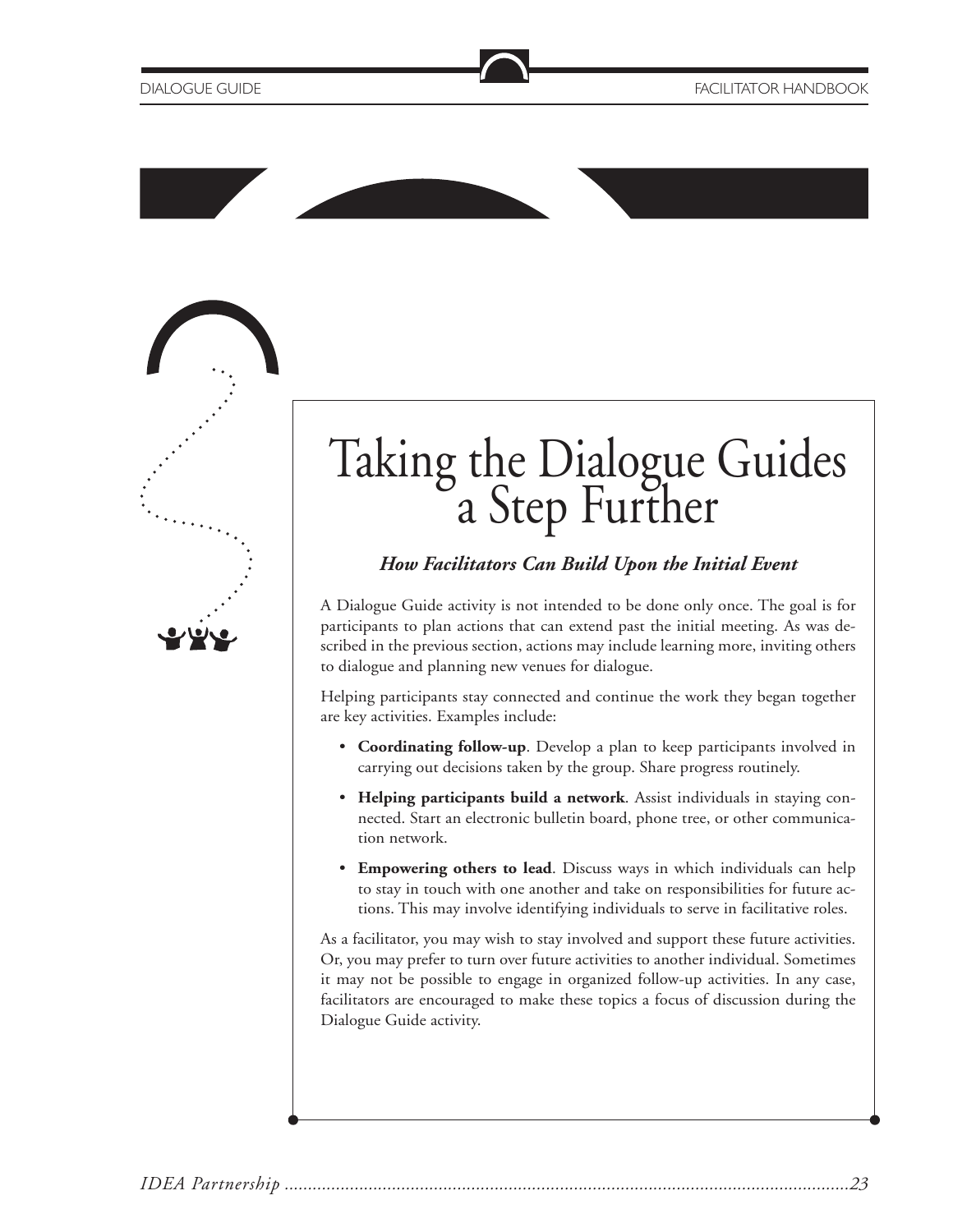# Taking the Dialogue Guides a Step Further

***How Facilitators Can Build Upon the Initial Event***

A Dialogue Guide activity is not intended to be done only once. The goal is for participants to plan actions that can extend past the initial meeting. As was described in the previous section, actions may include learning more, inviting others to dialogue and planning new venues for dialogue.

Helping participants stay connected and continue the work they began together are key activities. Examples include:

- **Coordinating follow-up**. Develop a plan to keep participants involved in carrying out decisions taken by the group. Share progress routinely.
- **Helping participants build a network**. Assist individuals in staying connected. Start an electronic bulletin board, phone tree, or other communication network.
- **Empowering others to lead**. Discuss ways in which individuals can help to stay in touch with one another and take on responsibilities for future actions. This may involve identifying individuals to serve in facilitative roles.

As a facilitator, you may wish to stay involved and support these future activities. Or, you may prefer to turn over future activities to another individual. Sometimes it may not be possible to engage in organized follow-up activities. In any case, facilitators are encouraged to make these topics a focus of discussion during the Dialogue Guide activity.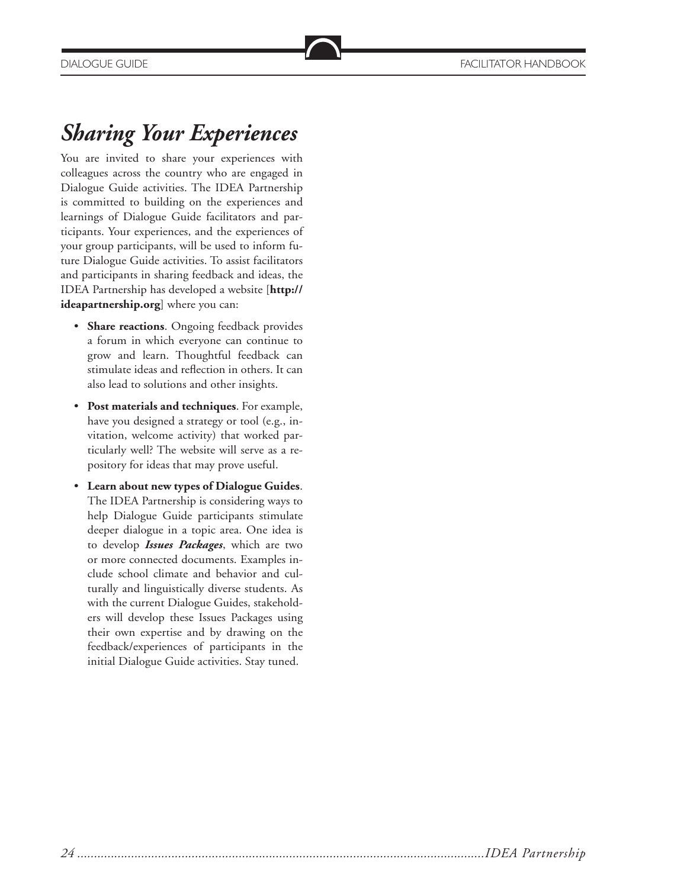# *Sharing Your Experiences*

You are invited to share your experiences with colleagues across the country who are engaged in Dialogue Guide activities. The IDEA Partnership is committed to building on the experiences and learnings of Dialogue Guide facilitators and participants. Your experiences, and the experiences of your group participants, will be used to inform future Dialogue Guide activities. To assist facilitators and participants in sharing feedback and ideas, the IDEA Partnership has developed a website [**http://ideapartnership.org**] where you can:

- **Share reactions**. Ongoing feedback provides a forum in which everyone can continue to grow and learn. Thoughtful feedback can stimulate ideas and reflection in others. It can also lead to solutions and other insights.
- **Post materials and techniques**. For example, have you designed a strategy or tool (e.g., invitation, welcome activity) that worked particularly well? The website will serve as a repository for ideas that may prove useful.
- **Learn about new types of Dialogue Guides**. The IDEA Partnership is considering ways to help Dialogue Guide participants stimulate deeper dialogue in a topic area. One idea is to develop ***Issues Packages***, which are two or more connected documents. Examples include school climate and behavior and culturally and linguistically diverse students. As with the current Dialogue Guides, stakeholders will develop these Issues Packages using their own expertise and by drawing on the feedback/experiences of participants in the initial Dialogue Guide activities. Stay tuned.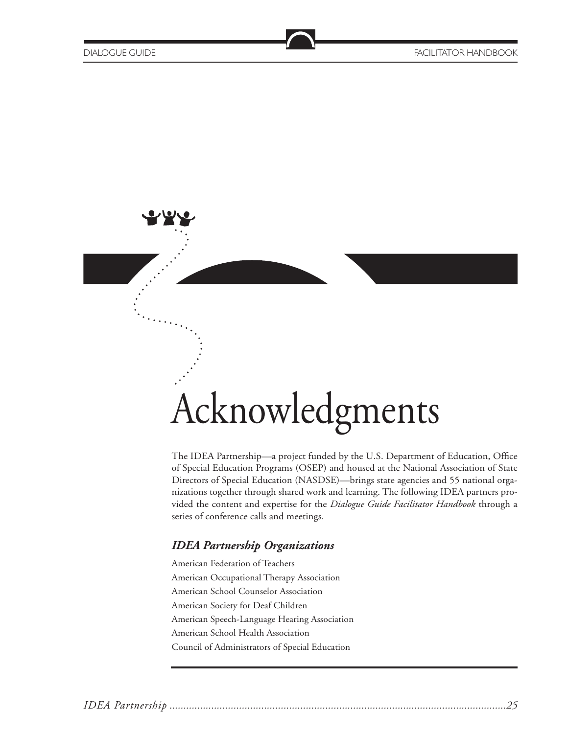# Acknowledgments

The IDEA Partnership—a project funded by the U.S. Department of Education, Office of Special Education Programs (OSEP) and housed at the National Association of State Directors of Special Education (NASDSE)—brings state agencies and 55 national organizations together through shared work and learning. The following IDEA partners provided the content and expertise for the *Dialogue Guide Facilitator Handbook* through a series of conference calls and meetings.

### *IDEA Partnership Organizations*

American Federation of Teachers
American Occupational Therapy Association
American School Counselor Association
American Society for Deaf Children
American Speech-Language Hearing Association
American School Health Association
Council of Administrators of Special Education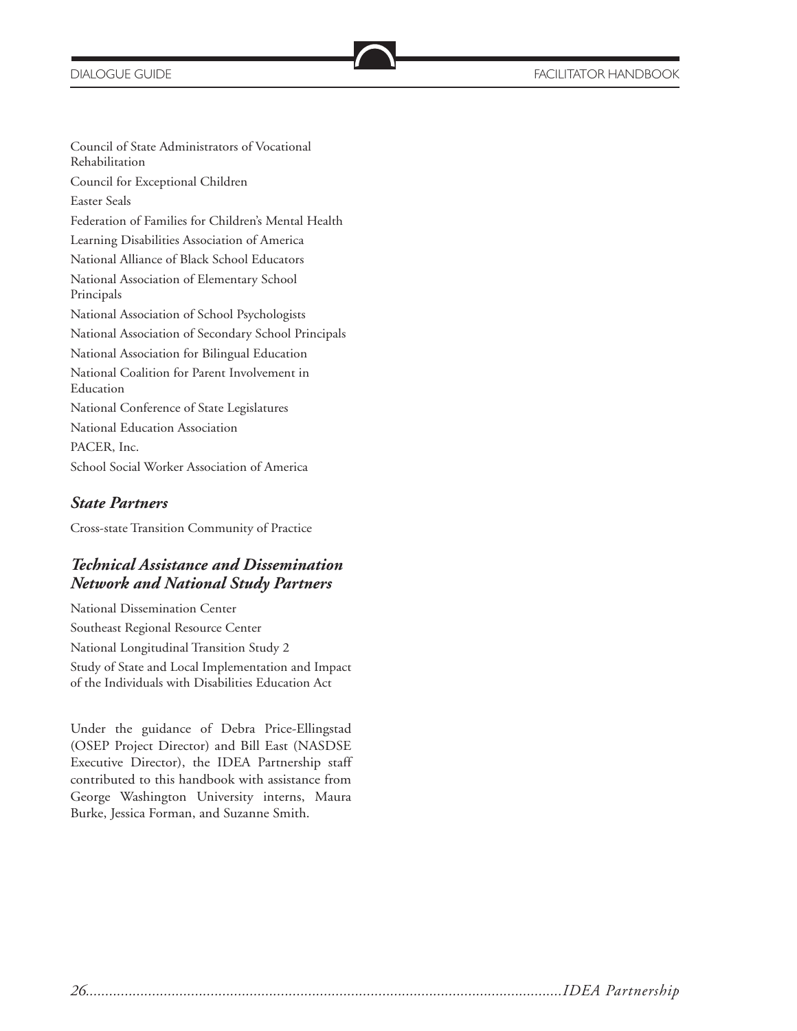Council of State Administrators of Vocational Rehabilitation

Council for Exceptional Children

Easter Seals

Federation of Families for Children's Mental Health

Learning Disabilities Association of America

National Alliance of Black School Educators

National Association of Elementary School Principals

National Association of School Psychologists

National Association of Secondary School Principals

National Association for Bilingual Education

National Coalition for Parent Involvement in Education

National Conference of State Legislatures

National Education Association

PACER, Inc.

School Social Worker Association of America

### *State Partners*

Cross-state Transition Community of Practice

### *Technical Assistance and Dissemination Network and National Study Partners*

National Dissemination Center

Southeast Regional Resource Center

National Longitudinal Transition Study 2

Study of State and Local Implementation and Impact of the Individuals with Disabilities Education Act

Under the guidance of Debra Price-Ellingstad (OSEP Project Director) and Bill East (NASDSE Executive Director), the IDEA Partnership staff contributed to this handbook with assistance from George Washington University interns, Maura Burke, Jessica Forman, and Suzanne Smith.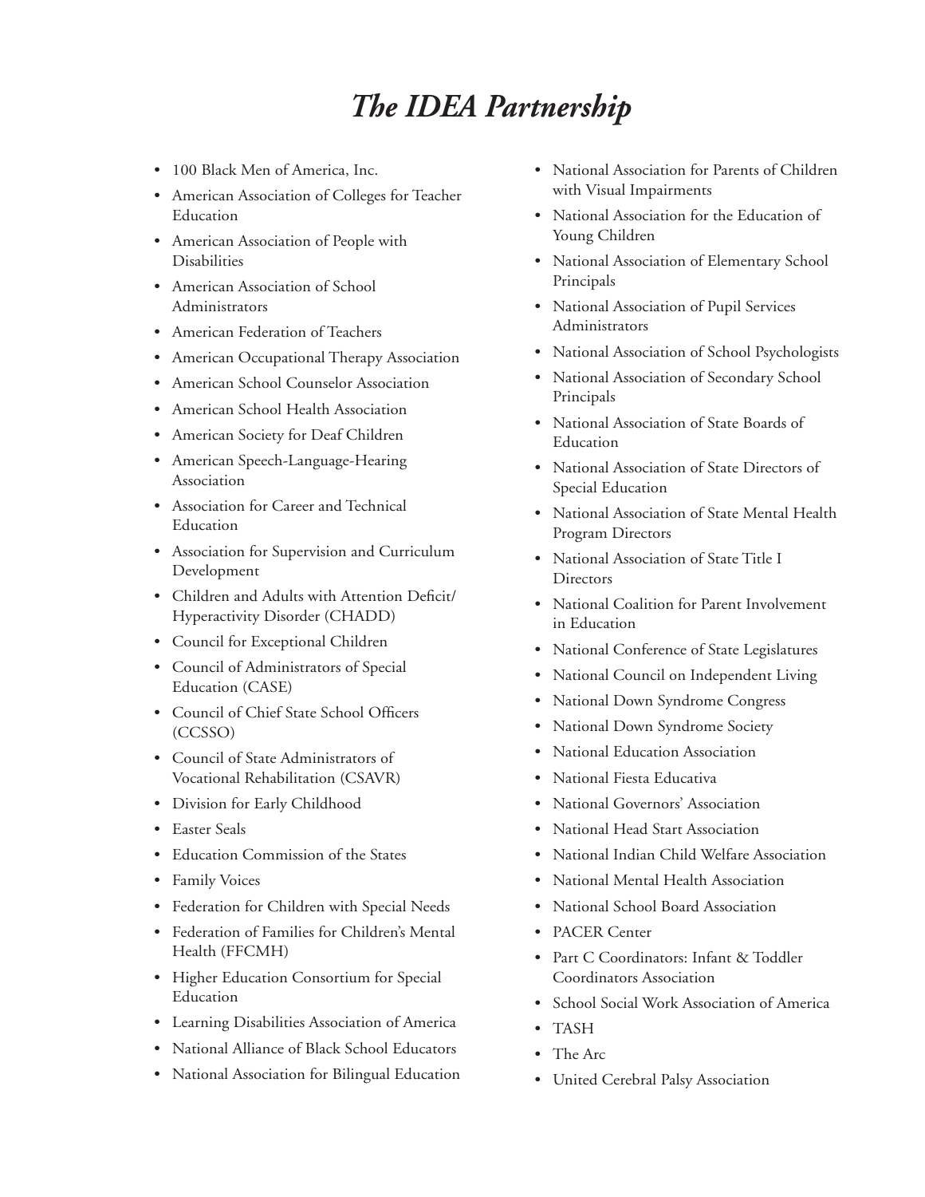# *The IDEA Partnership*

- 100 Black Men of America, Inc.
- American Association of Colleges for Teacher Education
- American Association of People with Disabilities
- American Association of School Administrators
- American Federation of Teachers
- American Occupational Therapy Association
- American School Counselor Association
- American School Health Association
- American Society for Deaf Children
- American Speech-Language-Hearing Association
- Association for Career and Technical Education
- Association for Supervision and Curriculum Development
- Children and Adults with Attention Deficit/ Hyperactivity Disorder (CHADD)
- Council for Exceptional Children
- Council of Administrators of Special Education (CASE)
- Council of Chief State School Officers (CCSSO)
- Council of State Administrators of Vocational Rehabilitation (CSAVR)
- Division for Early Childhood
- Easter Seals
- Education Commission of the States
- Family Voices
- Federation for Children with Special Needs
- Federation of Families for Children's Mental Health (FFCMH)
- Higher Education Consortium for Special Education
- Learning Disabilities Association of America
- National Alliance of Black School Educators
- National Association for Bilingual Education
- National Association for Parents of Children with Visual Impairments
- National Association for the Education of Young Children
- National Association of Elementary School Principals
- National Association of Pupil Services Administrators
- National Association of School Psychologists
- National Association of Secondary School Principals
- National Association of State Boards of Education
- National Association of State Directors of Special Education
- National Association of State Mental Health Program Directors
- National Association of State Title I Directors
- National Coalition for Parent Involvement in Education
- National Conference of State Legislatures
- National Council on Independent Living
- National Down Syndrome Congress
- National Down Syndrome Society
- National Education Association
- National Fiesta Educativa
- National Governors' Association
- National Head Start Association
- National Indian Child Welfare Association
- National Mental Health Association
- National School Board Association
- PACER Center
- Part C Coordinators: Infant & Toddler Coordinators Association
- School Social Work Association of America
- TASH
- The Arc
- United Cerebral Palsy Association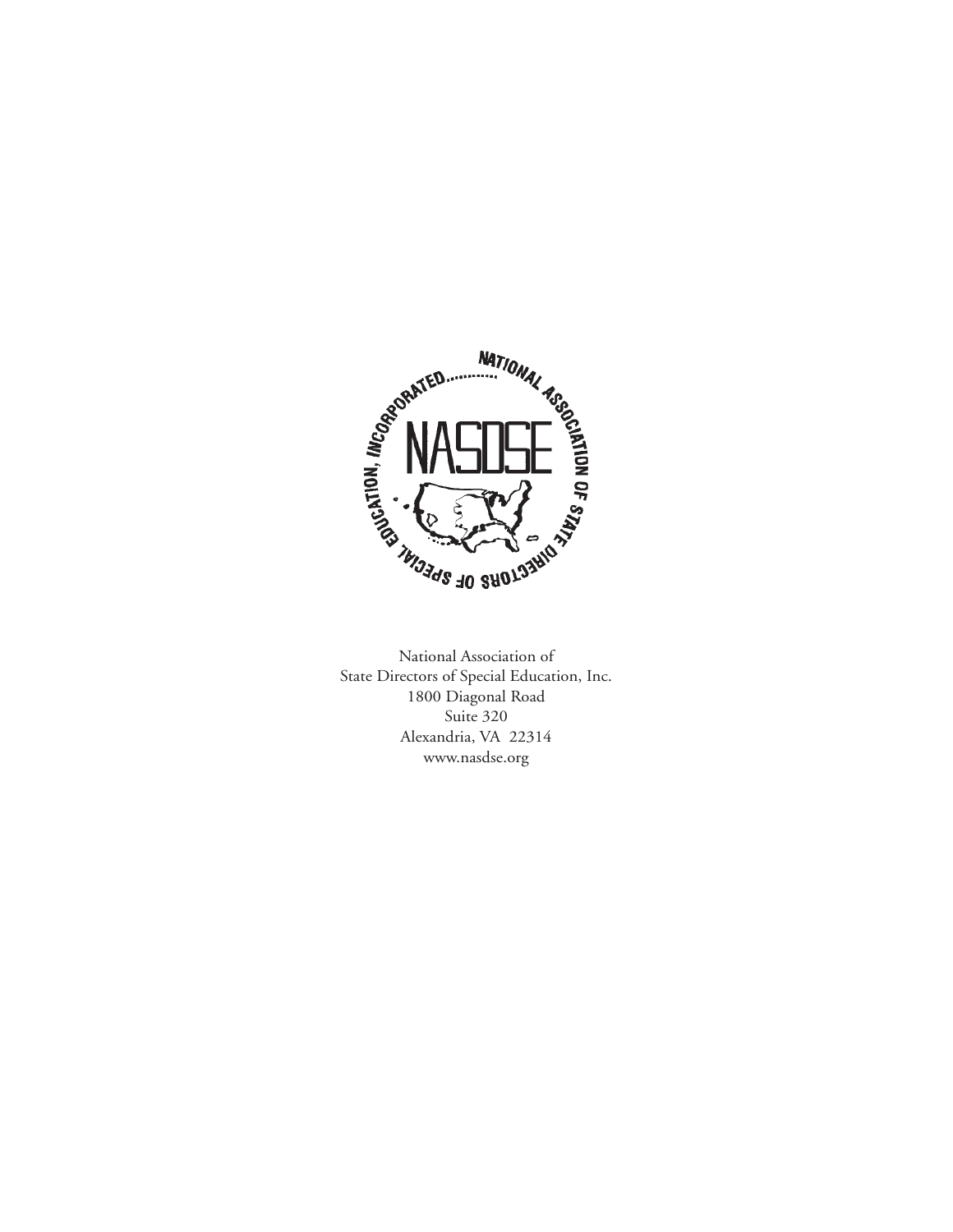National Association of
State Directors of Special Education, Inc.
1800 Diagonal Road
Suite 320
Alexandria, VA 22314
www.nasdse.org